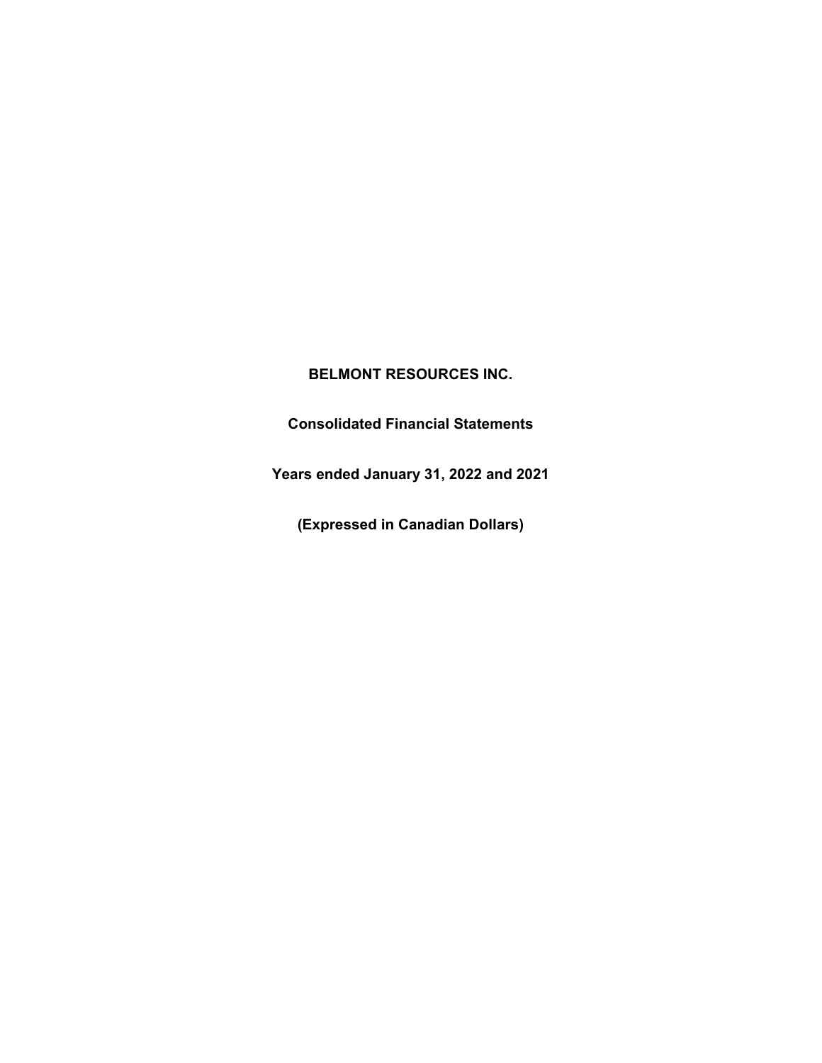# BELMONT RESOURCES INC.

## Consolidated Financial Statements

## Years ended January 31, 2022 and 2021

## (Expressed in Canadian Dollars)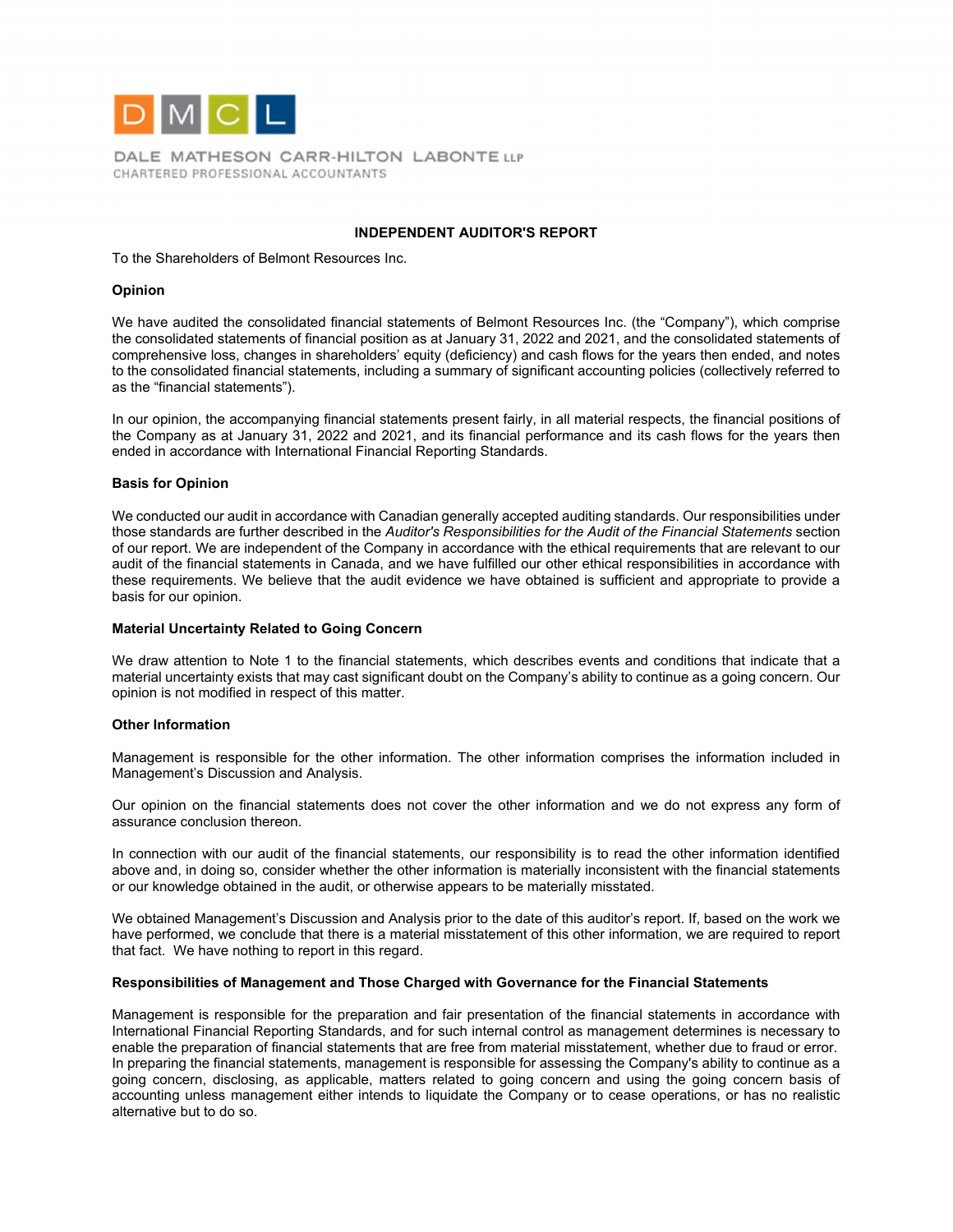DMCL

DALE MATHESON CARR-HILTON LABONTE LLP
CHARTERED PROFESSIONAL ACCOUNTANTS

# INDEPENDENT AUDITOR'S REPORT

To the Shareholders of Belmont Resources Inc.

**Opinion**

We have audited the consolidated financial statements of Belmont Resources Inc. (the "Company"), which comprise the consolidated statements of financial position as at January 31, 2022 and 2021, and the consolidated statements of comprehensive loss, changes in shareholders' equity (deficiency) and cash flows for the years then ended, and notes to the consolidated financial statements, including a summary of significant accounting policies (collectively referred to as the "financial statements").

In our opinion, the accompanying financial statements present fairly, in all material respects, the financial positions of the Company as at January 31, 2022 and 2021, and its financial performance and its cash flows for the years then ended in accordance with International Financial Reporting Standards.

**Basis for Opinion**

We conducted our audit in accordance with Canadian generally accepted auditing standards. Our responsibilities under those standards are further described in the *Auditor's Responsibilities for the Audit of the Financial Statements* section of our report. We are independent of the Company in accordance with the ethical requirements that are relevant to our audit of the financial statements in Canada, and we have fulfilled our other ethical responsibilities in accordance with these requirements. We believe that the audit evidence we have obtained is sufficient and appropriate to provide a basis for our opinion.

**Material Uncertainty Related to Going Concern**

We draw attention to Note 1 to the financial statements, which describes events and conditions that indicate that a material uncertainty exists that may cast significant doubt on the Company's ability to continue as a going concern. Our opinion is not modified in respect of this matter.

**Other Information**

Management is responsible for the other information. The other information comprises the information included in Management's Discussion and Analysis.

Our opinion on the financial statements does not cover the other information and we do not express any form of assurance conclusion thereon.

In connection with our audit of the financial statements, our responsibility is to read the other information identified above and, in doing so, consider whether the other information is materially inconsistent with the financial statements or our knowledge obtained in the audit, or otherwise appears to be materially misstated.

We obtained Management's Discussion and Analysis prior to the date of this auditor's report. If, based on the work we have performed, we conclude that there is a material misstatement of this other information, we are required to report that fact. We have nothing to report in this regard.

**Responsibilities of Management and Those Charged with Governance for the Financial Statements**

Management is responsible for the preparation and fair presentation of the financial statements in accordance with International Financial Reporting Standards, and for such internal control as management determines is necessary to enable the preparation of financial statements that are free from material misstatement, whether due to fraud or error. In preparing the financial statements, management is responsible for assessing the Company's ability to continue as a going concern, disclosing, as applicable, matters related to going concern and using the going concern basis of accounting unless management either intends to liquidate the Company or to cease operations, or has no realistic alternative but to do so.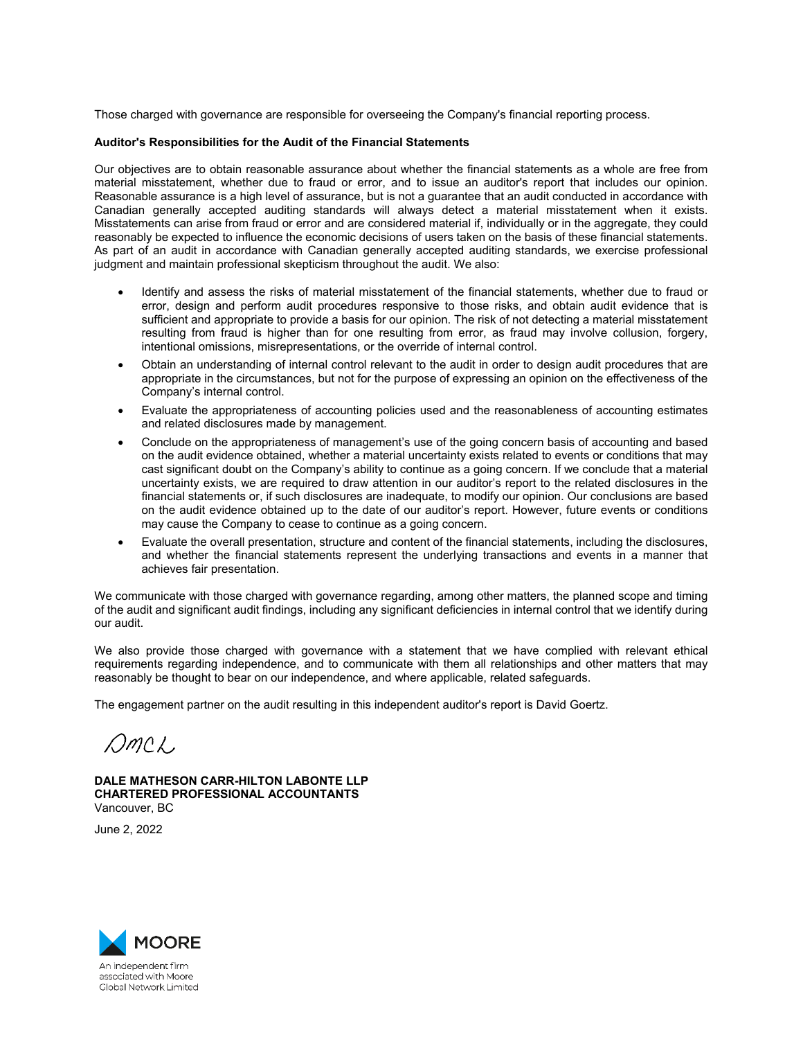Those charged with governance are responsible for overseeing the Company's financial reporting process.

**Auditor's Responsibilities for the Audit of the Financial Statements**

Our objectives are to obtain reasonable assurance about whether the financial statements as a whole are free from material misstatement, whether due to fraud or error, and to issue an auditor's report that includes our opinion. Reasonable assurance is a high level of assurance, but is not a guarantee that an audit conducted in accordance with Canadian generally accepted auditing standards will always detect a material misstatement when it exists. Misstatements can arise from fraud or error and are considered material if, individually or in the aggregate, they could reasonably be expected to influence the economic decisions of users taken on the basis of these financial statements. As part of an audit in accordance with Canadian generally accepted auditing standards, we exercise professional judgment and maintain professional skepticism throughout the audit. We also:

- Identify and assess the risks of material misstatement of the financial statements, whether due to fraud or error, design and perform audit procedures responsive to those risks, and obtain audit evidence that is sufficient and appropriate to provide a basis for our opinion. The risk of not detecting a material misstatement resulting from fraud is higher than for one resulting from error, as fraud may involve collusion, forgery, intentional omissions, misrepresentations, or the override of internal control.
- Obtain an understanding of internal control relevant to the audit in order to design audit procedures that are appropriate in the circumstances, but not for the purpose of expressing an opinion on the effectiveness of the Company's internal control.
- Evaluate the appropriateness of accounting policies used and the reasonableness of accounting estimates and related disclosures made by management.
- Conclude on the appropriateness of management's use of the going concern basis of accounting and based on the audit evidence obtained, whether a material uncertainty exists related to events or conditions that may cast significant doubt on the Company's ability to continue as a going concern. If we conclude that a material uncertainty exists, we are required to draw attention in our auditor's report to the related disclosures in the financial statements or, if such disclosures are inadequate, to modify our opinion. Our conclusions are based on the audit evidence obtained up to the date of our auditor's report. However, future events or conditions may cause the Company to cease to continue as a going concern.
- Evaluate the overall presentation, structure and content of the financial statements, including the disclosures, and whether the financial statements represent the underlying transactions and events in a manner that achieves fair presentation.

We communicate with those charged with governance regarding, among other matters, the planned scope and timing of the audit and significant audit findings, including any significant deficiencies in internal control that we identify during our audit.

We also provide those charged with governance with a statement that we have complied with relevant ethical requirements regarding independence, and to communicate with them all relationships and other matters that may reasonably be thought to bear on our independence, and where applicable, related safeguards.

The engagement partner on the audit resulting in this independent auditor's report is David Goertz.

DMCL

**DALE MATHESON CARR-HILTON LABONTE LLP**
**CHARTERED PROFESSIONAL ACCOUNTANTS**
Vancouver, BC

June 2, 2022

MOORE
An independent firm associated with Moore Global Network Limited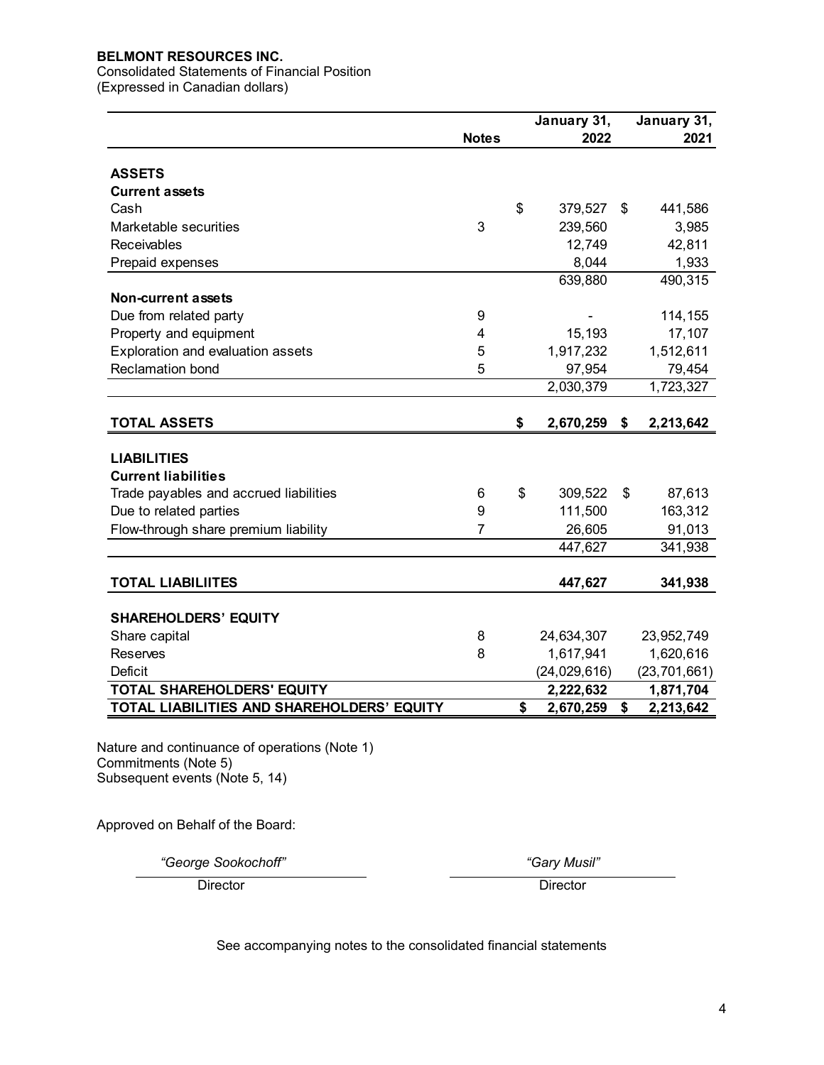**BELMONT RESOURCES INC.**
Consolidated Statements of Financial Position
(Expressed in Canadian dollars)

| | Notes | January 31, 2022 | January 31, 2021 |
|---|---|---|---|
| **ASSETS** | | | |
| **Current assets** | | | |
| Cash | | $ 379,527 | $ 441,586 |
| Marketable securities | 3 | 239,560 | 3,985 |
| Receivables | | 12,749 | 42,811 |
| Prepaid expenses | | 8,044 | 1,933 |
| | | 639,880 | 490,315 |
| **Non-current assets** | | | |
| Due from related party | 9 | - | 114,155 |
| Property and equipment | 4 | 15,193 | 17,107 |
| Exploration and evaluation assets | 5 | 1,917,232 | 1,512,611 |
| Reclamation bond | 5 | 97,954 | 79,454 |
| | | 2,030,379 | 1,723,327 |
| **TOTAL ASSETS** | | **$ 2,670,259** | **$ 2,213,642** |
| **LIABILITIES** | | | |
| **Current liabilities** | | | |
| Trade payables and accrued liabilities | 6 | $ 309,522 | $ 87,613 |
| Due to related parties | 9 | 111,500 | 163,312 |
| Flow-through share premium liability | 7 | 26,605 | 91,013 |
| | | 447,627 | 341,938 |
| **TOTAL LIABILIITES** | | **447,627** | **341,938** |
| **SHAREHOLDERS' EQUITY** | | | |
| Share capital | 8 | 24,634,307 | 23,952,749 |
| Reserves | 8 | 1,617,941 | 1,620,616 |
| Deficit | | (24,029,616) | (23,701,661) |
| **TOTAL SHAREHOLDERS' EQUITY** | | **2,222,632** | **1,871,704** |
| **TOTAL LIABILITIES AND SHAREHOLDERS' EQUITY** | | **$ 2,670,259** | **$ 2,213,642** |

Nature and continuance of operations (Note 1)
Commitments (Note 5)
Subsequent events (Note 5, 14)

Approved on Behalf of the Board:

| *"George Sookochoff"* | *"Gary Musil"* |
|---|---|
| Director | Director |

See accompanying notes to the consolidated financial statements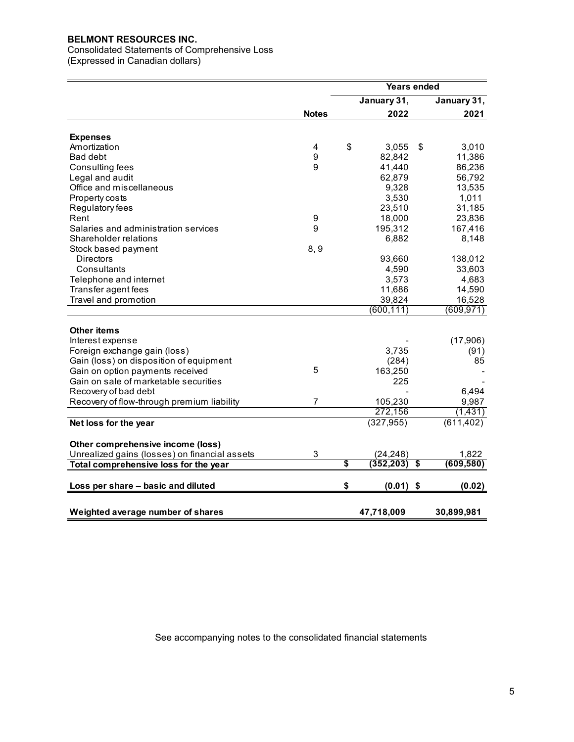**BELMONT RESOURCES INC.**

Consolidated Statements of Comprehensive Loss

(Expressed in Canadian dollars)

| | Notes | Years ended January 31, 2022 | January 31, 2021 |
|---|---|---|---|
| **Expenses** | | | |
| Amortization | 4 | $ 3,055 | $ 3,010 |
| Bad debt | 9 | 82,842 | 11,386 |
| Consulting fees | 9 | 41,440 | 86,236 |
| Legal and audit | | 62,879 | 56,792 |
| Office and miscellaneous | | 9,328 | 13,535 |
| Property costs | | 3,530 | 1,011 |
| Regulatory fees | | 23,510 | 31,185 |
| Rent | 9 | 18,000 | 23,836 |
| Salaries and administration services | 9 | 195,312 | 167,416 |
| Shareholder relations | | 6,882 | 8,148 |
| Stock based payment | 8, 9 | | |
| Directors | | 93,660 | 138,012 |
| Consultants | | 4,590 | 33,603 |
| Telephone and internet | | 3,573 | 4,683 |
| Transfer agent fees | | 11,686 | 14,590 |
| Travel and promotion | | 39,824 | 16,528 |
| | | (600,111) | (609,971) |
| **Other items** | | | |
| Interest expense | | - | (17,906) |
| Foreign exchange gain (loss) | | 3,735 | (91) |
| Gain (loss) on disposition of equipment | | (284) | 85 |
| Gain on option payments received | 5 | 163,250 | - |
| Gain on sale of marketable securities | | 225 | - |
| Recovery of bad debt | | - | 6,494 |
| Recovery of flow-through premium liability | 7 | 105,230 | 9,987 |
| | | 272,156 | (1,431) |
| **Net loss for the year** | | (327,955) | (611,402) |
| **Other comprehensive income (loss)** | | | |
| Unrealized gains (losses) on financial assets | 3 | (24,248) | 1,822 |
| **Total comprehensive loss for the year** | | **$ (352,203)** | **$ (609,580)** |
| **Loss per share – basic and diluted** | | **$ (0.01)** | **$ (0.02)** |
| **Weighted average number of shares** | | **47,718,009** | **30,899,981** |

See accompanying notes to the consolidated financial statements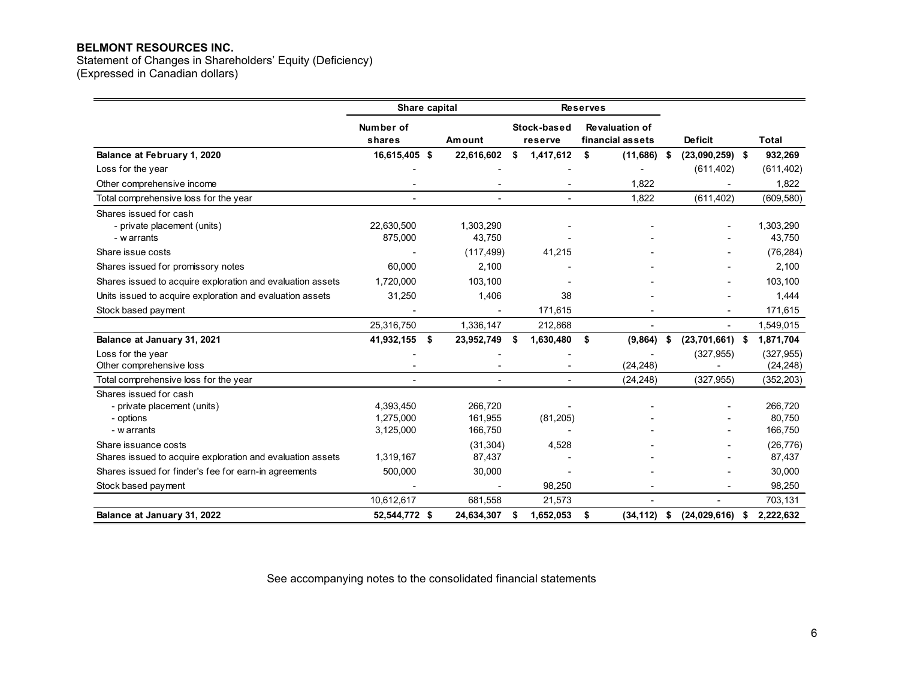**BELMONT RESOURCES INC.**
Statement of Changes in Shareholders' Equity (Deficiency)
(Expressed in Canadian dollars)

| | Share capital | | Reserves | | | |
|---|---|---|---|---|---|---|
| | Number of shares | Amount | Stock-based reserve | Revaluation of financial assets | Deficit | Total |
| **Balance at February 1, 2020** | **16,615,405** | **$ 22,616,602** | **$ 1,417,612** | **$ (11,686)** | **$ (23,090,259)** | **$ 932,269** |
| Loss for the year | - | - | - | - | (611,402) | (611,402) |
| Other comprehensive income | - | - | - | 1,822 | - | 1,822 |
| Total comprehensive loss for the year | - | - | - | 1,822 | (611,402) | (609,580) |
| Shares issued for cash | | | | | | |
| - private placement (units) | 22,630,500 | 1,303,290 | - | - | - | 1,303,290 |
| - warrants | 875,000 | 43,750 | - | - | - | 43,750 |
| Share issue costs | - | (117,499) | 41,215 | - | - | (76,284) |
| Shares issued for promissory notes | 60,000 | 2,100 | - | - | - | 2,100 |
| Shares issued to acquire exploration and evaluation assets | 1,720,000 | 103,100 | - | - | - | 103,100 |
| Units issued to acquire exploration and evaluation assets | 31,250 | 1,406 | 38 | - | - | 1,444 |
| Stock based payment | - | - | 171,615 | - | - | 171,615 |
| | 25,316,750 | 1,336,147 | 212,868 | - | - | 1,549,015 |
| **Balance at January 31, 2021** | **41,932,155** | **$ 23,952,749** | **$ 1,630,480** | **$ (9,864)** | **$ (23,701,661)** | **$ 1,871,704** |
| Loss for the year | - | - | - | - | (327,955) | (327,955) |
| Other comprehensive loss | - | - | - | (24,248) | - | (24,248) |
| Total comprehensive loss for the year | - | - | - | (24,248) | (327,955) | (352,203) |
| Shares issued for cash | | | | | | |
| - private placement (units) | 4,393,450 | 266,720 | - | - | - | 266,720 |
| - options | 1,275,000 | 161,955 | (81,205) | - | - | 80,750 |
| - warrants | 3,125,000 | 166,750 | - | - | - | 166,750 |
| Share issuance costs | | (31,304) | 4,528 | - | - | (26,776) |
| Shares issued to acquire exploration and evaluation assets | 1,319,167 | 87,437 | - | - | - | 87,437 |
| Shares issued for finder's fee for earn-in agreements | 500,000 | 30,000 | - | - | - | 30,000 |
| Stock based payment | - | - | 98,250 | - | - | 98,250 |
| | 10,612,617 | 681,558 | 21,573 | - | - | 703,131 |
| **Balance at January 31, 2022** | **52,544,772** | **$ 24,634,307** | **$ 1,652,053** | **$ (34,112)** | **$ (24,029,616)** | **$ 2,222,632** |

See accompanying notes to the consolidated financial statements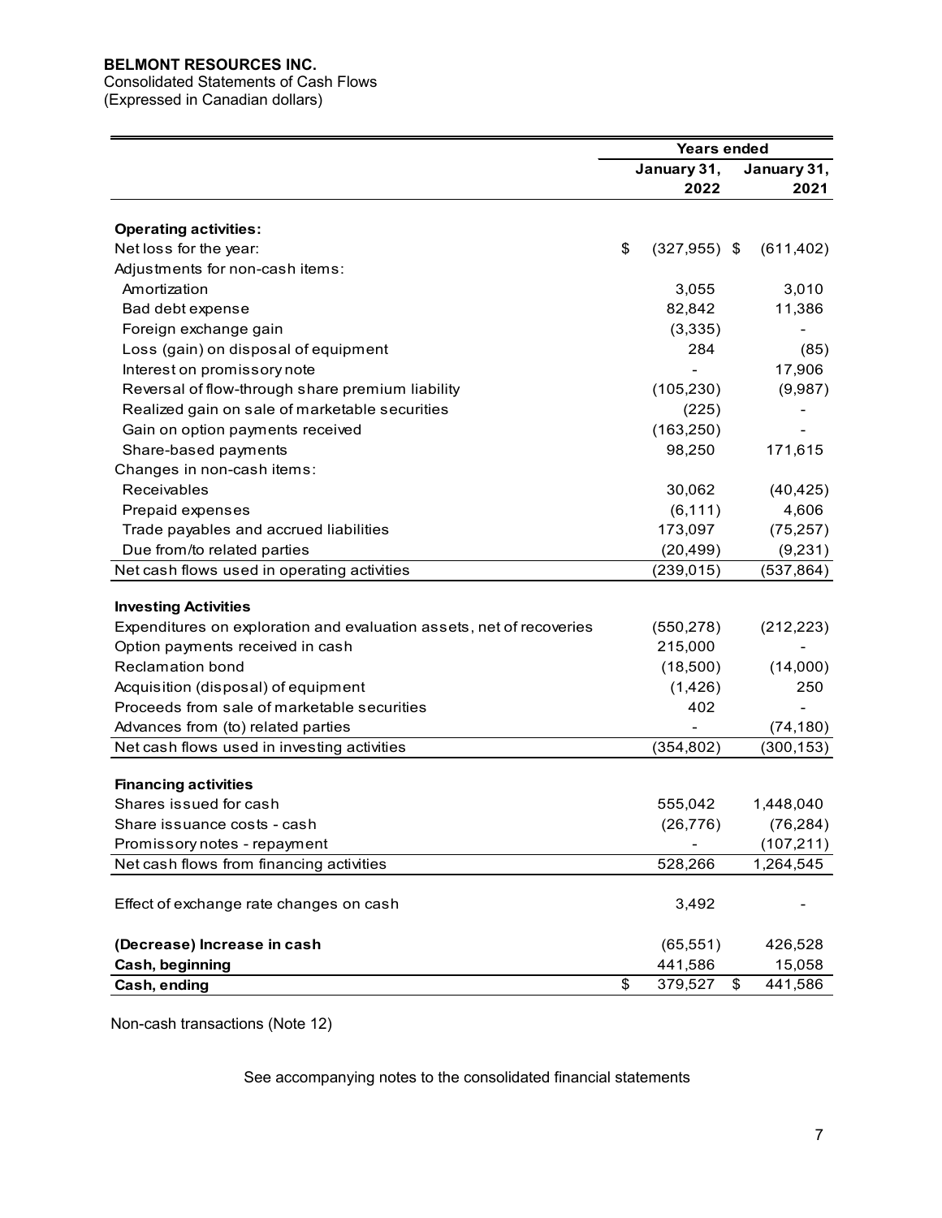**BELMONT RESOURCES INC.**
Consolidated Statements of Cash Flows
(Expressed in Canadian dollars)

| | Years ended | |
|---|---|---|
| | **January 31, 2022** | **January 31, 2021** |
| **Operating activities:** | | |
| Net loss for the year: | $ (327,955) | $ (611,402) |
| Adjustments for non-cash items: | | |
| Amortization | 3,055 | 3,010 |
| Bad debt expense | 82,842 | 11,386 |
| Foreign exchange gain | (3,335) | - |
| Loss (gain) on disposal of equipment | 284 | (85) |
| Interest on promissory note | - | 17,906 |
| Reversal of flow-through share premium liability | (105,230) | (9,987) |
| Realized gain on sale of marketable securities | (225) | - |
| Gain on option payments received | (163,250) | - |
| Share-based payments | 98,250 | 171,615 |
| Changes in non-cash items: | | |
| Receivables | 30,062 | (40,425) |
| Prepaid expenses | (6,111) | 4,606 |
| Trade payables and accrued liabilities | 173,097 | (75,257) |
| Due from/to related parties | (20,499) | (9,231) |
| Net cash flows used in operating activities | (239,015) | (537,864) |
| **Investing Activities** | | |
| Expenditures on exploration and evaluation assets, net of recoveries | (550,278) | (212,223) |
| Option payments received in cash | 215,000 | - |
| Reclamation bond | (18,500) | (14,000) |
| Acquisition (disposal) of equipment | (1,426) | 250 |
| Proceeds from sale of marketable securities | 402 | - |
| Advances from (to) related parties | - | (74,180) |
| Net cash flows used in investing activities | (354,802) | (300,153) |
| **Financing activities** | | |
| Shares issued for cash | 555,042 | 1,448,040 |
| Share issuance costs - cash | (26,776) | (76,284) |
| Promissory notes - repayment | - | (107,211) |
| Net cash flows from financing activities | 528,266 | 1,264,545 |
| Effect of exchange rate changes on cash | 3,492 | - |
| **(Decrease) Increase in cash** | (65,551) | 426,528 |
| **Cash, beginning** | 441,586 | 15,058 |
| **Cash, ending** | $ 379,527 | $ 441,586 |

Non-cash transactions (Note 12)

See accompanying notes to the consolidated financial statements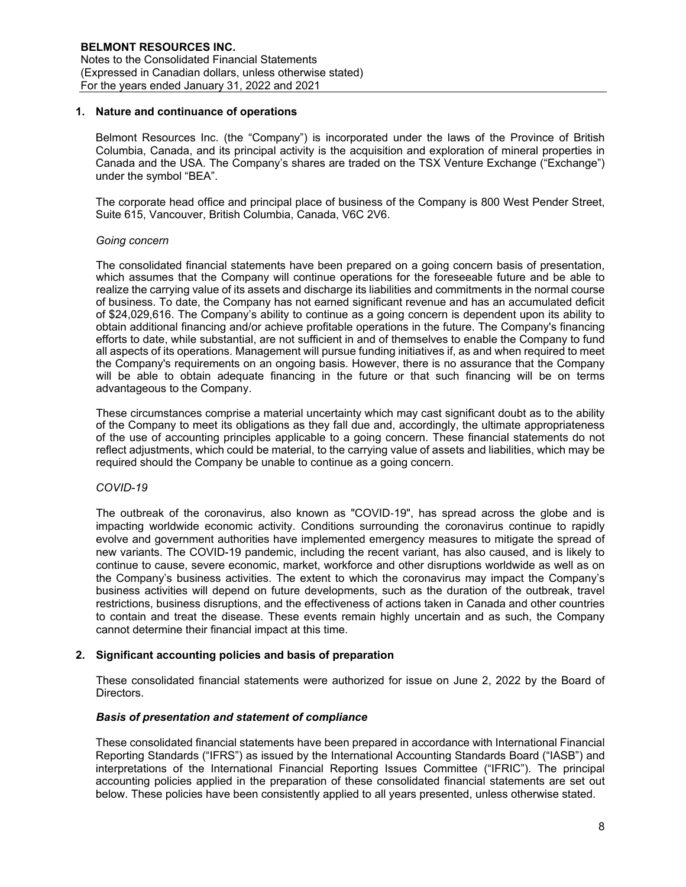## 1. Nature and continuance of operations

Belmont Resources Inc. (the "Company") is incorporated under the laws of the Province of British Columbia, Canada, and its principal activity is the acquisition and exploration of mineral properties in Canada and the USA. The Company's shares are traded on the TSX Venture Exchange ("Exchange") under the symbol "BEA".

The corporate head office and principal place of business of the Company is 800 West Pender Street, Suite 615, Vancouver, British Columbia, Canada, V6C 2V6.

*Going concern*

The consolidated financial statements have been prepared on a going concern basis of presentation, which assumes that the Company will continue operations for the foreseeable future and be able to realize the carrying value of its assets and discharge its liabilities and commitments in the normal course of business. To date, the Company has not earned significant revenue and has an accumulated deficit of $24,029,616. The Company's ability to continue as a going concern is dependent upon its ability to obtain additional financing and/or achieve profitable operations in the future. The Company's financing efforts to date, while substantial, are not sufficient in and of themselves to enable the Company to fund all aspects of its operations. Management will pursue funding initiatives if, as and when required to meet the Company's requirements on an ongoing basis. However, there is no assurance that the Company will be able to obtain adequate financing in the future or that such financing will be on terms advantageous to the Company.

These circumstances comprise a material uncertainty which may cast significant doubt as to the ability of the Company to meet its obligations as they fall due and, accordingly, the ultimate appropriateness of the use of accounting principles applicable to a going concern. These financial statements do not reflect adjustments, which could be material, to the carrying value of assets and liabilities, which may be required should the Company be unable to continue as a going concern.

*COVID-19*

The outbreak of the coronavirus, also known as "COVID-19", has spread across the globe and is impacting worldwide economic activity. Conditions surrounding the coronavirus continue to rapidly evolve and government authorities have implemented emergency measures to mitigate the spread of new variants. The COVID-19 pandemic, including the recent variant, has also caused, and is likely to continue to cause, severe economic, market, workforce and other disruptions worldwide as well as on the Company's business activities. The extent to which the coronavirus may impact the Company's business activities will depend on future developments, such as the duration of the outbreak, travel restrictions, business disruptions, and the effectiveness of actions taken in Canada and other countries to contain and treat the disease. These events remain highly uncertain and as such, the Company cannot determine their financial impact at this time.

## 2. Significant accounting policies and basis of preparation

These consolidated financial statements were authorized for issue on June 2, 2022 by the Board of Directors.

***Basis of presentation and statement of compliance***

These consolidated financial statements have been prepared in accordance with International Financial Reporting Standards ("IFRS") as issued by the International Accounting Standards Board ("IASB") and interpretations of the International Financial Reporting Issues Committee ("IFRIC"). The principal accounting policies applied in the preparation of these consolidated financial statements are set out below. These policies have been consistently applied to all years presented, unless otherwise stated.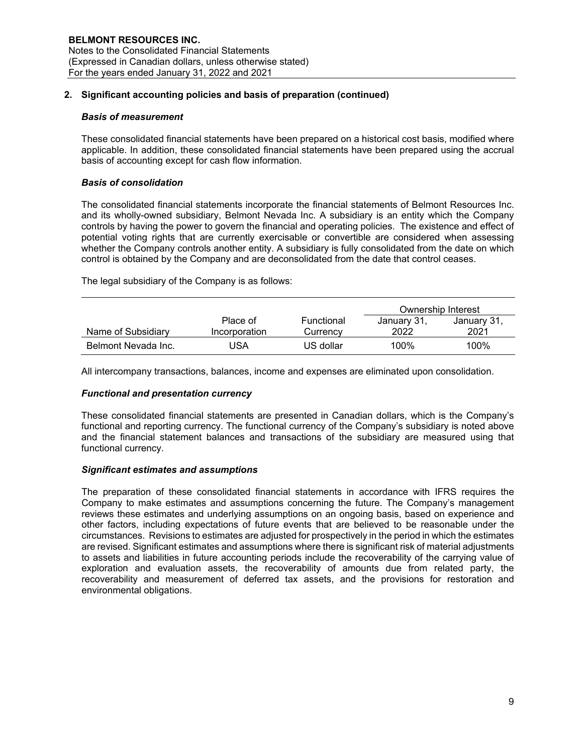## 2. Significant accounting policies and basis of preparation (continued)

### *Basis of measurement*

These consolidated financial statements have been prepared on a historical cost basis, modified where applicable. In addition, these consolidated financial statements have been prepared using the accrual basis of accounting except for cash flow information.

### *Basis of consolidation*

The consolidated financial statements incorporate the financial statements of Belmont Resources Inc. and its wholly-owned subsidiary, Belmont Nevada Inc. A subsidiary is an entity which the Company controls by having the power to govern the financial and operating policies. The existence and effect of potential voting rights that are currently exercisable or convertible are considered when assessing whether the Company controls another entity. A subsidiary is fully consolidated from the date on which control is obtained by the Company and are deconsolidated from the date that control ceases.

The legal subsidiary of the Company is as follows:

| | | | Ownership Interest | |
|---|---|---|---|---|
| Name of Subsidiary | Place of Incorporation | Functional Currency | January 31, 2022 | January 31, 2021 |
| Belmont Nevada Inc. | USA | US dollar | 100% | 100% |

All intercompany transactions, balances, income and expenses are eliminated upon consolidation.

### *Functional and presentation currency*

These consolidated financial statements are presented in Canadian dollars, which is the Company's functional and reporting currency. The functional currency of the Company's subsidiary is noted above and the financial statement balances and transactions of the subsidiary are measured using that functional currency.

### *Significant estimates and assumptions*

The preparation of these consolidated financial statements in accordance with IFRS requires the Company to make estimates and assumptions concerning the future. The Company's management reviews these estimates and underlying assumptions on an ongoing basis, based on experience and other factors, including expectations of future events that are believed to be reasonable under the circumstances. Revisions to estimates are adjusted for prospectively in the period in which the estimates are revised. Significant estimates and assumptions where there is significant risk of material adjustments to assets and liabilities in future accounting periods include the recoverability of the carrying value of exploration and evaluation assets, the recoverability of amounts due from related party, the recoverability and measurement of deferred tax assets, and the provisions for restoration and environmental obligations.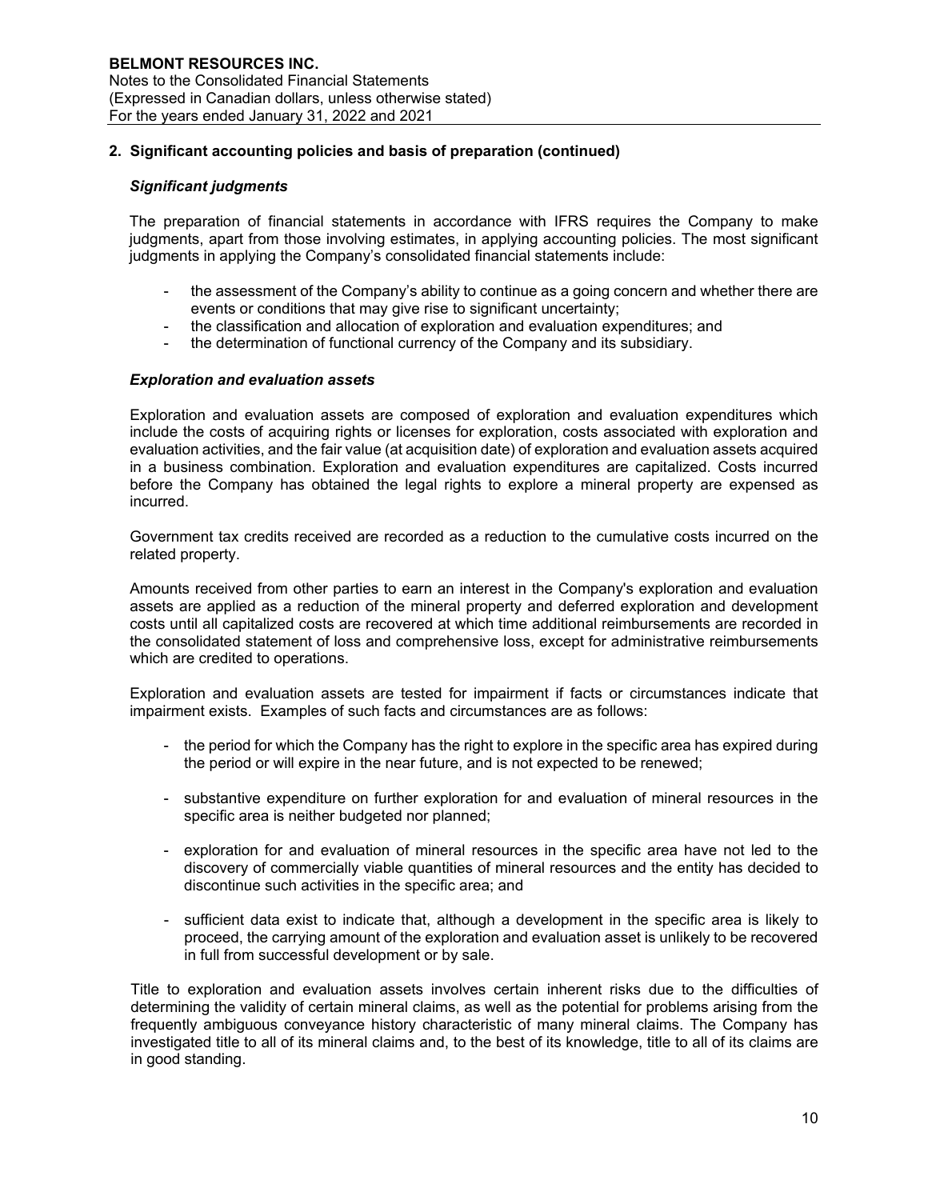## 2. Significant accounting policies and basis of preparation (continued)

### *Significant judgments*

The preparation of financial statements in accordance with IFRS requires the Company to make judgments, apart from those involving estimates, in applying accounting policies. The most significant judgments in applying the Company's consolidated financial statements include:

- the assessment of the Company's ability to continue as a going concern and whether there are events or conditions that may give rise to significant uncertainty;
- the classification and allocation of exploration and evaluation expenditures; and
- the determination of functional currency of the Company and its subsidiary.

### *Exploration and evaluation assets*

Exploration and evaluation assets are composed of exploration and evaluation expenditures which include the costs of acquiring rights or licenses for exploration, costs associated with exploration and evaluation activities, and the fair value (at acquisition date) of exploration and evaluation assets acquired in a business combination. Exploration and evaluation expenditures are capitalized. Costs incurred before the Company has obtained the legal rights to explore a mineral property are expensed as incurred.

Government tax credits received are recorded as a reduction to the cumulative costs incurred on the related property.

Amounts received from other parties to earn an interest in the Company's exploration and evaluation assets are applied as a reduction of the mineral property and deferred exploration and development costs until all capitalized costs are recovered at which time additional reimbursements are recorded in the consolidated statement of loss and comprehensive loss, except for administrative reimbursements which are credited to operations.

Exploration and evaluation assets are tested for impairment if facts or circumstances indicate that impairment exists. Examples of such facts and circumstances are as follows:

- the period for which the Company has the right to explore in the specific area has expired during the period or will expire in the near future, and is not expected to be renewed;

- substantive expenditure on further exploration for and evaluation of mineral resources in the specific area is neither budgeted nor planned;

- exploration for and evaluation of mineral resources in the specific area have not led to the discovery of commercially viable quantities of mineral resources and the entity has decided to discontinue such activities in the specific area; and

- sufficient data exist to indicate that, although a development in the specific area is likely to proceed, the carrying amount of the exploration and evaluation asset is unlikely to be recovered in full from successful development or by sale.

Title to exploration and evaluation assets involves certain inherent risks due to the difficulties of determining the validity of certain mineral claims, as well as the potential for problems arising from the frequently ambiguous conveyance history characteristic of many mineral claims. The Company has investigated title to all of its mineral claims and, to the best of its knowledge, title to all of its claims are in good standing.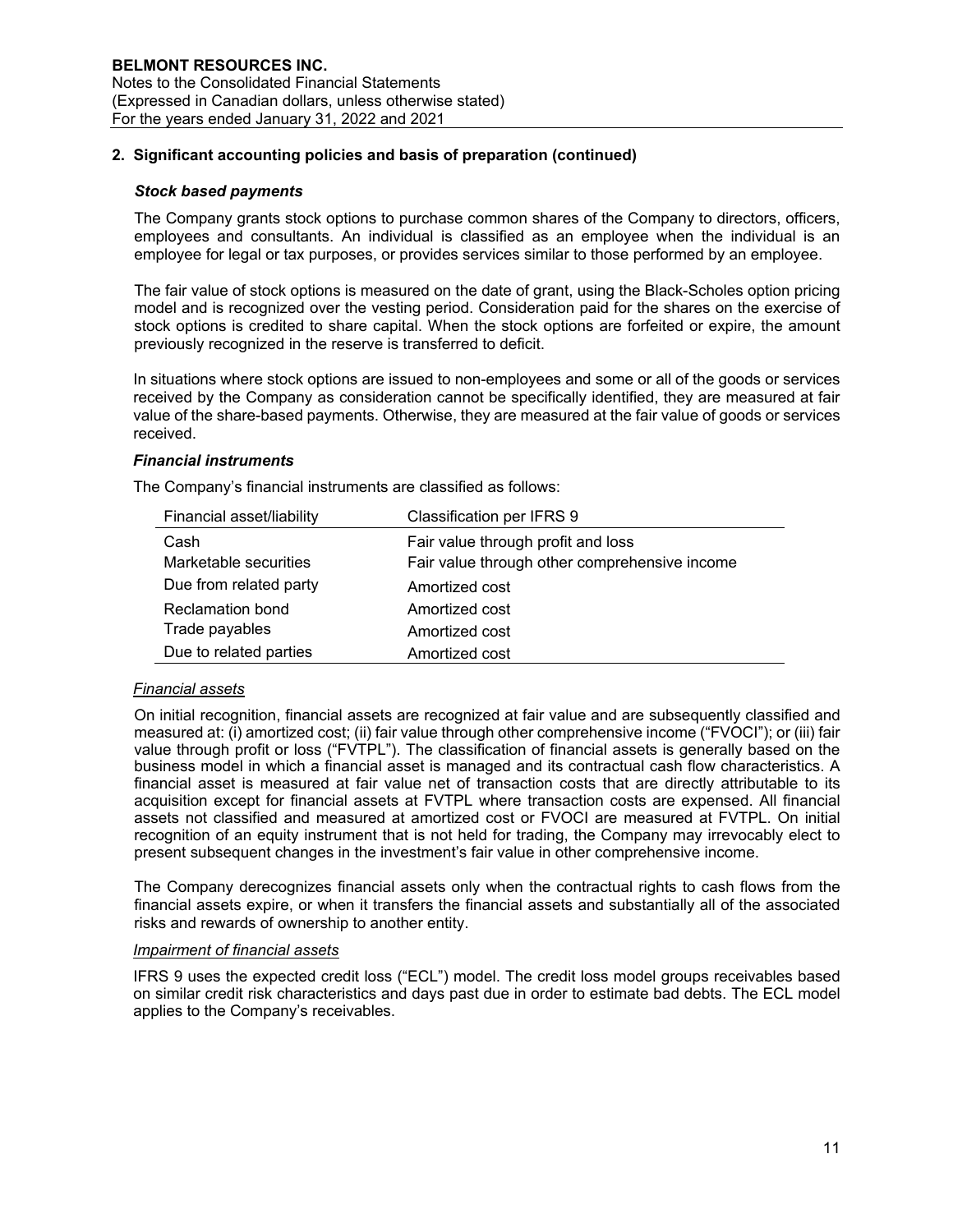## 2. Significant accounting policies and basis of preparation (continued)

### *Stock based payments*

The Company grants stock options to purchase common shares of the Company to directors, officers, employees and consultants. An individual is classified as an employee when the individual is an employee for legal or tax purposes, or provides services similar to those performed by an employee.

The fair value of stock options is measured on the date of grant, using the Black-Scholes option pricing model and is recognized over the vesting period. Consideration paid for the shares on the exercise of stock options is credited to share capital. When the stock options are forfeited or expire, the amount previously recognized in the reserve is transferred to deficit.

In situations where stock options are issued to non-employees and some or all of the goods or services received by the Company as consideration cannot be specifically identified, they are measured at fair value of the share-based payments. Otherwise, they are measured at the fair value of goods or services received.

### *Financial instruments*

The Company's financial instruments are classified as follows:

| Financial asset/liability | Classification per IFRS 9 |
|---|---|
| Cash | Fair value through profit and loss |
| Marketable securities | Fair value through other comprehensive income |
| Due from related party | Amortized cost |
| Reclamation bond | Amortized cost |
| Trade payables | Amortized cost |
| Due to related parties | Amortized cost |

*Financial assets*

On initial recognition, financial assets are recognized at fair value and are subsequently classified and measured at: (i) amortized cost; (ii) fair value through other comprehensive income ("FVOCI"); or (iii) fair value through profit or loss ("FVTPL"). The classification of financial assets is generally based on the business model in which a financial asset is managed and its contractual cash flow characteristics. A financial asset is measured at fair value net of transaction costs that are directly attributable to its acquisition except for financial assets at FVTPL where transaction costs are expensed. All financial assets not classified and measured at amortized cost or FVOCI are measured at FVTPL. On initial recognition of an equity instrument that is not held for trading, the Company may irrevocably elect to present subsequent changes in the investment's fair value in other comprehensive income.

The Company derecognizes financial assets only when the contractual rights to cash flows from the financial assets expire, or when it transfers the financial assets and substantially all of the associated risks and rewards of ownership to another entity.

*Impairment of financial assets*

IFRS 9 uses the expected credit loss ("ECL") model. The credit loss model groups receivables based on similar credit risk characteristics and days past due in order to estimate bad debts. The ECL model applies to the Company's receivables.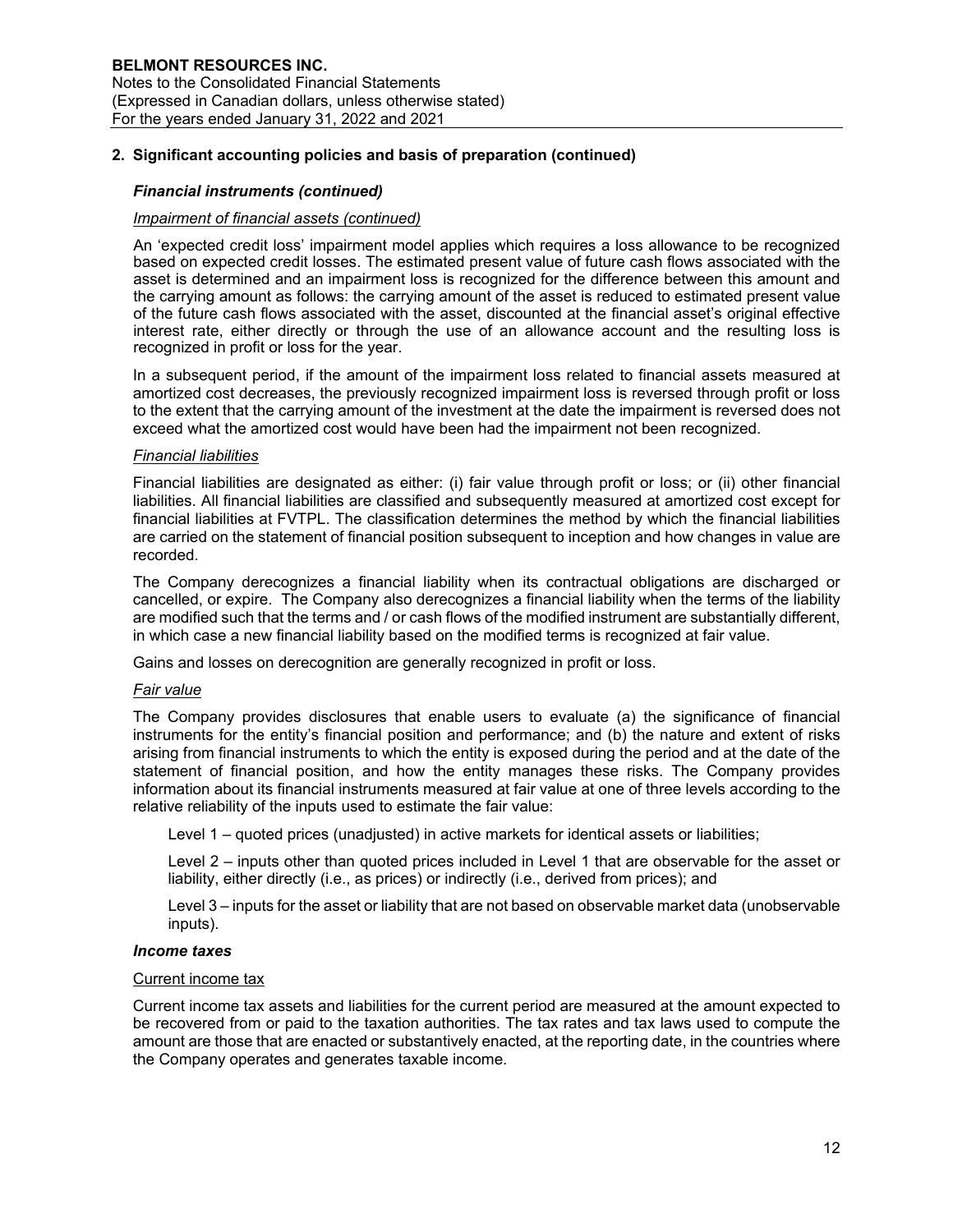## 2. Significant accounting policies and basis of preparation (continued)

### *Financial instruments (continued)*

*Impairment of financial assets (continued)*

An 'expected credit loss' impairment model applies which requires a loss allowance to be recognized based on expected credit losses. The estimated present value of future cash flows associated with the asset is determined and an impairment loss is recognized for the difference between this amount and the carrying amount as follows: the carrying amount of the asset is reduced to estimated present value of the future cash flows associated with the asset, discounted at the financial asset's original effective interest rate, either directly or through the use of an allowance account and the resulting loss is recognized in profit or loss for the year.

In a subsequent period, if the amount of the impairment loss related to financial assets measured at amortized cost decreases, the previously recognized impairment loss is reversed through profit or loss to the extent that the carrying amount of the investment at the date the impairment is reversed does not exceed what the amortized cost would have been had the impairment not been recognized.

*Financial liabilities*

Financial liabilities are designated as either: (i) fair value through profit or loss; or (ii) other financial liabilities. All financial liabilities are classified and subsequently measured at amortized cost except for financial liabilities at FVTPL. The classification determines the method by which the financial liabilities are carried on the statement of financial position subsequent to inception and how changes in value are recorded.

The Company derecognizes a financial liability when its contractual obligations are discharged or cancelled, or expire. The Company also derecognizes a financial liability when the terms of the liability are modified such that the terms and / or cash flows of the modified instrument are substantially different, in which case a new financial liability based on the modified terms is recognized at fair value.

Gains and losses on derecognition are generally recognized in profit or loss.

*Fair value*

The Company provides disclosures that enable users to evaluate (a) the significance of financial instruments for the entity's financial position and performance; and (b) the nature and extent of risks arising from financial instruments to which the entity is exposed during the period and at the date of the statement of financial position, and how the entity manages these risks. The Company provides information about its financial instruments measured at fair value at one of three levels according to the relative reliability of the inputs used to estimate the fair value:

Level 1 – quoted prices (unadjusted) in active markets for identical assets or liabilities;

Level 2 – inputs other than quoted prices included in Level 1 that are observable for the asset or liability, either directly (i.e., as prices) or indirectly (i.e., derived from prices); and

Level 3 – inputs for the asset or liability that are not based on observable market data (unobservable inputs).

### *Income taxes*

Current income tax

Current income tax assets and liabilities for the current period are measured at the amount expected to be recovered from or paid to the taxation authorities. The tax rates and tax laws used to compute the amount are those that are enacted or substantively enacted, at the reporting date, in the countries where the Company operates and generates taxable income.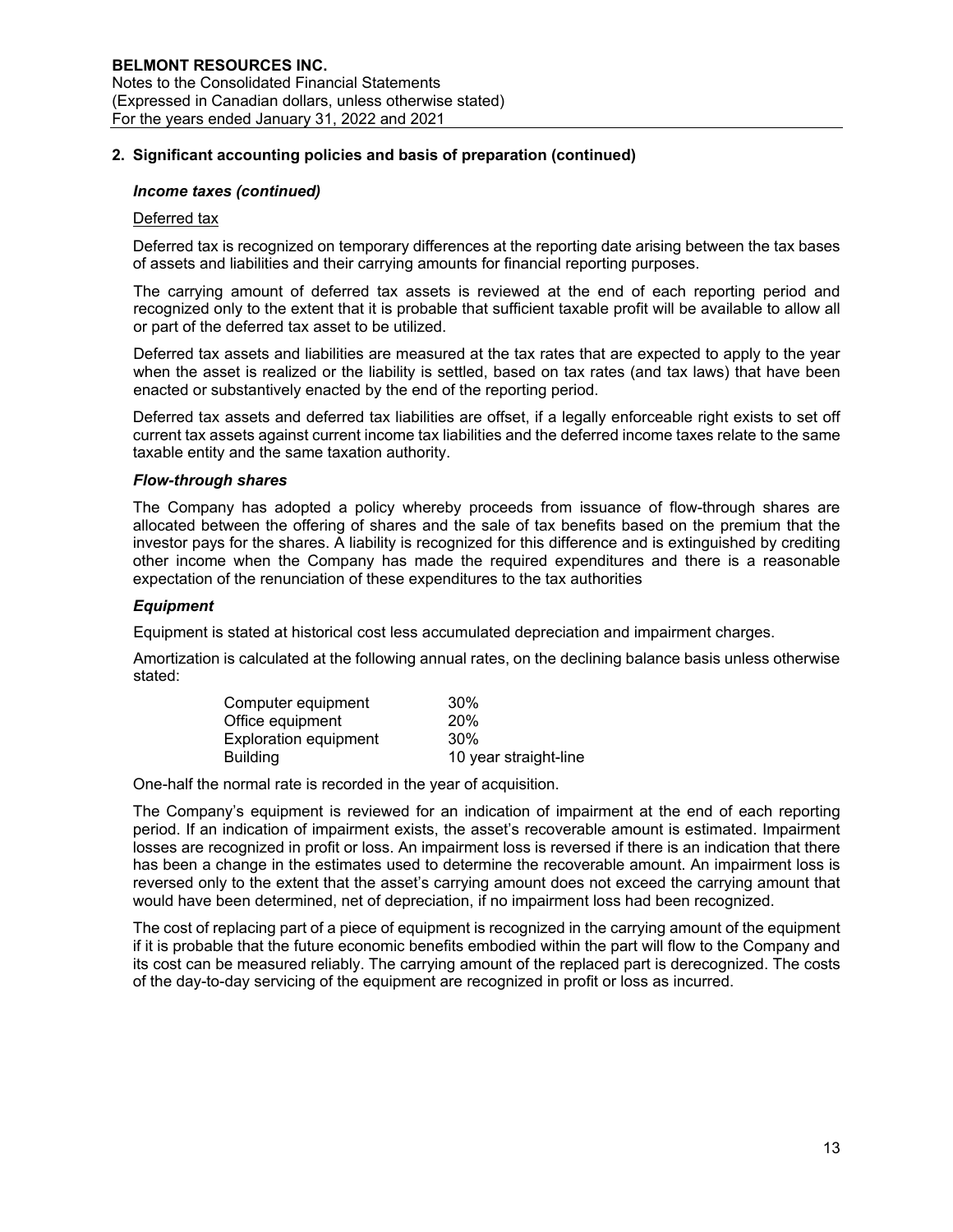## 2. Significant accounting policies and basis of preparation (continued)

### *Income taxes (continued)*

Deferred tax

Deferred tax is recognized on temporary differences at the reporting date arising between the tax bases of assets and liabilities and their carrying amounts for financial reporting purposes.

The carrying amount of deferred tax assets is reviewed at the end of each reporting period and recognized only to the extent that it is probable that sufficient taxable profit will be available to allow all or part of the deferred tax asset to be utilized.

Deferred tax assets and liabilities are measured at the tax rates that are expected to apply to the year when the asset is realized or the liability is settled, based on tax rates (and tax laws) that have been enacted or substantively enacted by the end of the reporting period.

Deferred tax assets and deferred tax liabilities are offset, if a legally enforceable right exists to set off current tax assets against current income tax liabilities and the deferred income taxes relate to the same taxable entity and the same taxation authority.

### *Flow-through shares*

The Company has adopted a policy whereby proceeds from issuance of flow-through shares are allocated between the offering of shares and the sale of tax benefits based on the premium that the investor pays for the shares. A liability is recognized for this difference and is extinguished by crediting other income when the Company has made the required expenditures and there is a reasonable expectation of the renunciation of these expenditures to the tax authorities

### *Equipment*

Equipment is stated at historical cost less accumulated depreciation and impairment charges.

Amortization is calculated at the following annual rates, on the declining balance basis unless otherwise stated:

| | |
|---|---|
| Computer equipment | 30% |
| Office equipment | 20% |
| Exploration equipment | 30% |
| Building | 10 year straight-line |

One-half the normal rate is recorded in the year of acquisition.

The Company's equipment is reviewed for an indication of impairment at the end of each reporting period. If an indication of impairment exists, the asset's recoverable amount is estimated. Impairment losses are recognized in profit or loss. An impairment loss is reversed if there is an indication that there has been a change in the estimates used to determine the recoverable amount. An impairment loss is reversed only to the extent that the asset's carrying amount does not exceed the carrying amount that would have been determined, net of depreciation, if no impairment loss had been recognized.

The cost of replacing part of a piece of equipment is recognized in the carrying amount of the equipment if it is probable that the future economic benefits embodied within the part will flow to the Company and its cost can be measured reliably. The carrying amount of the replaced part is derecognized. The costs of the day-to-day servicing of the equipment are recognized in profit or loss as incurred.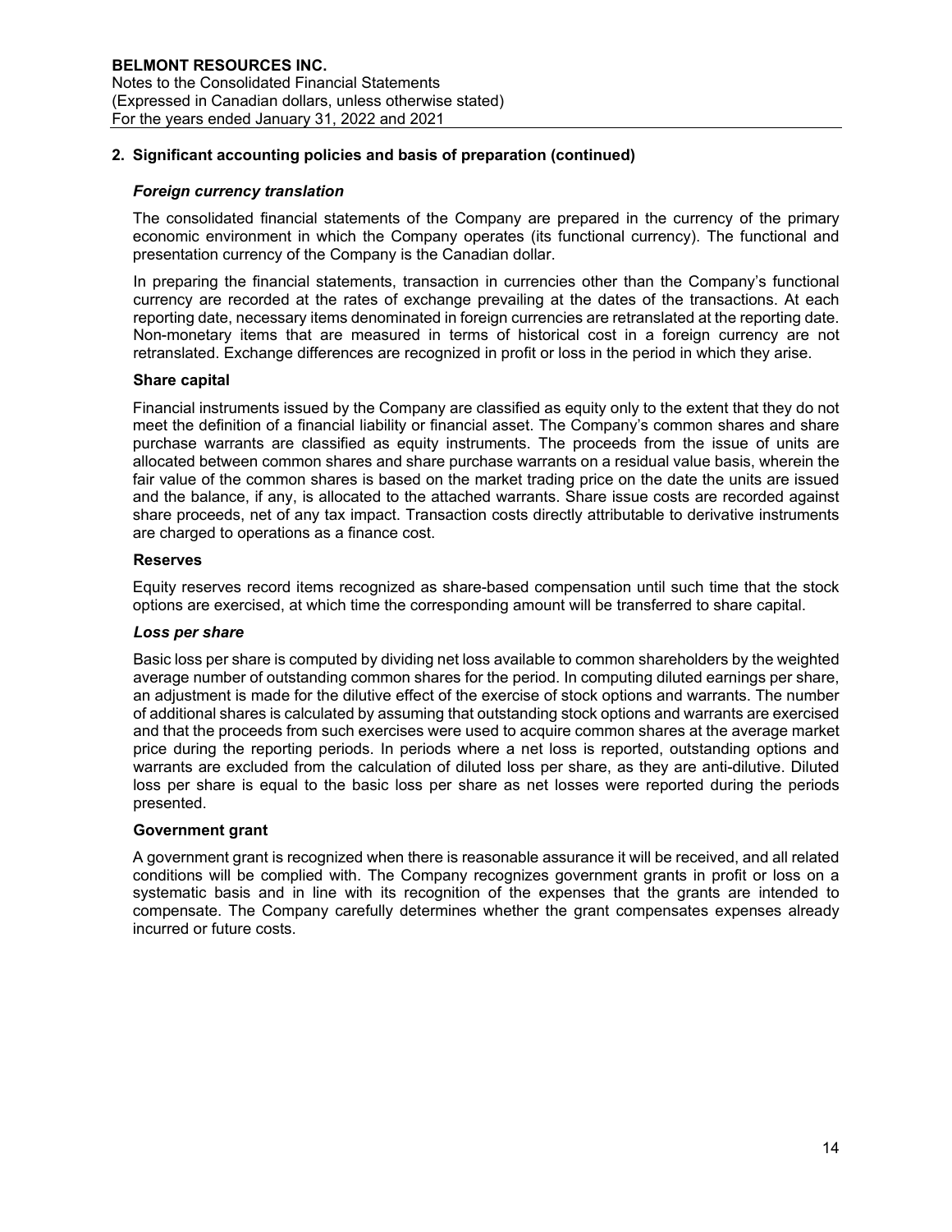## 2. Significant accounting policies and basis of preparation (continued)

***Foreign currency translation***

The consolidated financial statements of the Company are prepared in the currency of the primary economic environment in which the Company operates (its functional currency). The functional and presentation currency of the Company is the Canadian dollar.

In preparing the financial statements, transaction in currencies other than the Company's functional currency are recorded at the rates of exchange prevailing at the dates of the transactions. At each reporting date, necessary items denominated in foreign currencies are retranslated at the reporting date. Non-monetary items that are measured in terms of historical cost in a foreign currency are not retranslated. Exchange differences are recognized in profit or loss in the period in which they arise.

**Share capital**

Financial instruments issued by the Company are classified as equity only to the extent that they do not meet the definition of a financial liability or financial asset. The Company's common shares and share purchase warrants are classified as equity instruments. The proceeds from the issue of units are allocated between common shares and share purchase warrants on a residual value basis, wherein the fair value of the common shares is based on the market trading price on the date the units are issued and the balance, if any, is allocated to the attached warrants. Share issue costs are recorded against share proceeds, net of any tax impact. Transaction costs directly attributable to derivative instruments are charged to operations as a finance cost.

**Reserves**

Equity reserves record items recognized as share-based compensation until such time that the stock options are exercised, at which time the corresponding amount will be transferred to share capital.

***Loss per share***

Basic loss per share is computed by dividing net loss available to common shareholders by the weighted average number of outstanding common shares for the period. In computing diluted earnings per share, an adjustment is made for the dilutive effect of the exercise of stock options and warrants. The number of additional shares is calculated by assuming that outstanding stock options and warrants are exercised and that the proceeds from such exercises were used to acquire common shares at the average market price during the reporting periods. In periods where a net loss is reported, outstanding options and warrants are excluded from the calculation of diluted loss per share, as they are anti-dilutive. Diluted loss per share is equal to the basic loss per share as net losses were reported during the periods presented.

**Government grant**

A government grant is recognized when there is reasonable assurance it will be received, and all related conditions will be complied with. The Company recognizes government grants in profit or loss on a systematic basis and in line with its recognition of the expenses that the grants are intended to compensate. The Company carefully determines whether the grant compensates expenses already incurred or future costs.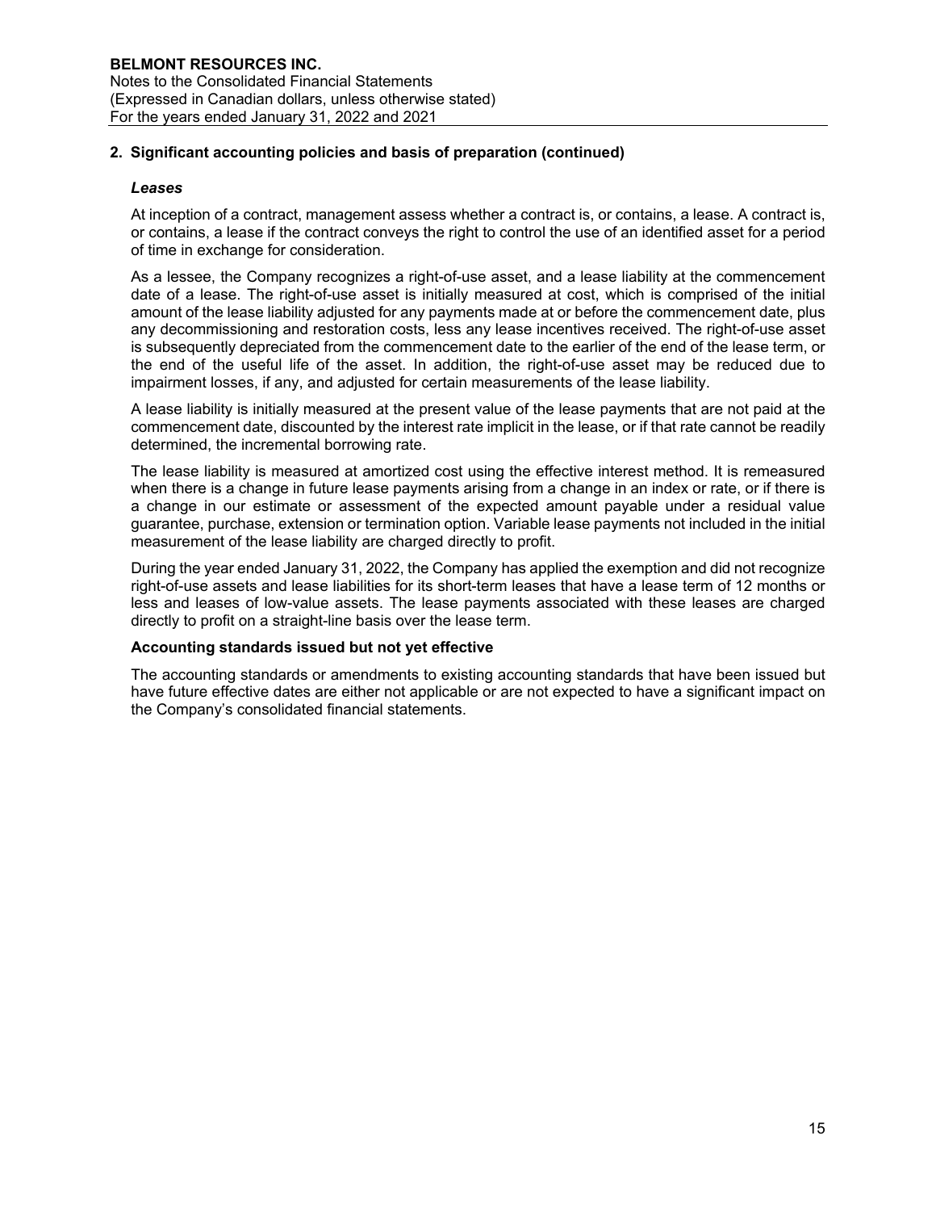## 2. Significant accounting policies and basis of preparation (continued)

### *Leases*

At inception of a contract, management assess whether a contract is, or contains, a lease. A contract is, or contains, a lease if the contract conveys the right to control the use of an identified asset for a period of time in exchange for consideration.

As a lessee, the Company recognizes a right-of-use asset, and a lease liability at the commencement date of a lease. The right-of-use asset is initially measured at cost, which is comprised of the initial amount of the lease liability adjusted for any payments made at or before the commencement date, plus any decommissioning and restoration costs, less any lease incentives received. The right-of-use asset is subsequently depreciated from the commencement date to the earlier of the end of the lease term, or the end of the useful life of the asset. In addition, the right-of-use asset may be reduced due to impairment losses, if any, and adjusted for certain measurements of the lease liability.

A lease liability is initially measured at the present value of the lease payments that are not paid at the commencement date, discounted by the interest rate implicit in the lease, or if that rate cannot be readily determined, the incremental borrowing rate.

The lease liability is measured at amortized cost using the effective interest method. It is remeasured when there is a change in future lease payments arising from a change in an index or rate, or if there is a change in our estimate or assessment of the expected amount payable under a residual value guarantee, purchase, extension or termination option. Variable lease payments not included in the initial measurement of the lease liability are charged directly to profit.

During the year ended January 31, 2022, the Company has applied the exemption and did not recognize right-of-use assets and lease liabilities for its short-term leases that have a lease term of 12 months or less and leases of low-value assets. The lease payments associated with these leases are charged directly to profit on a straight-line basis over the lease term.

### Accounting standards issued but not yet effective

The accounting standards or amendments to existing accounting standards that have been issued but have future effective dates are either not applicable or are not expected to have a significant impact on the Company's consolidated financial statements.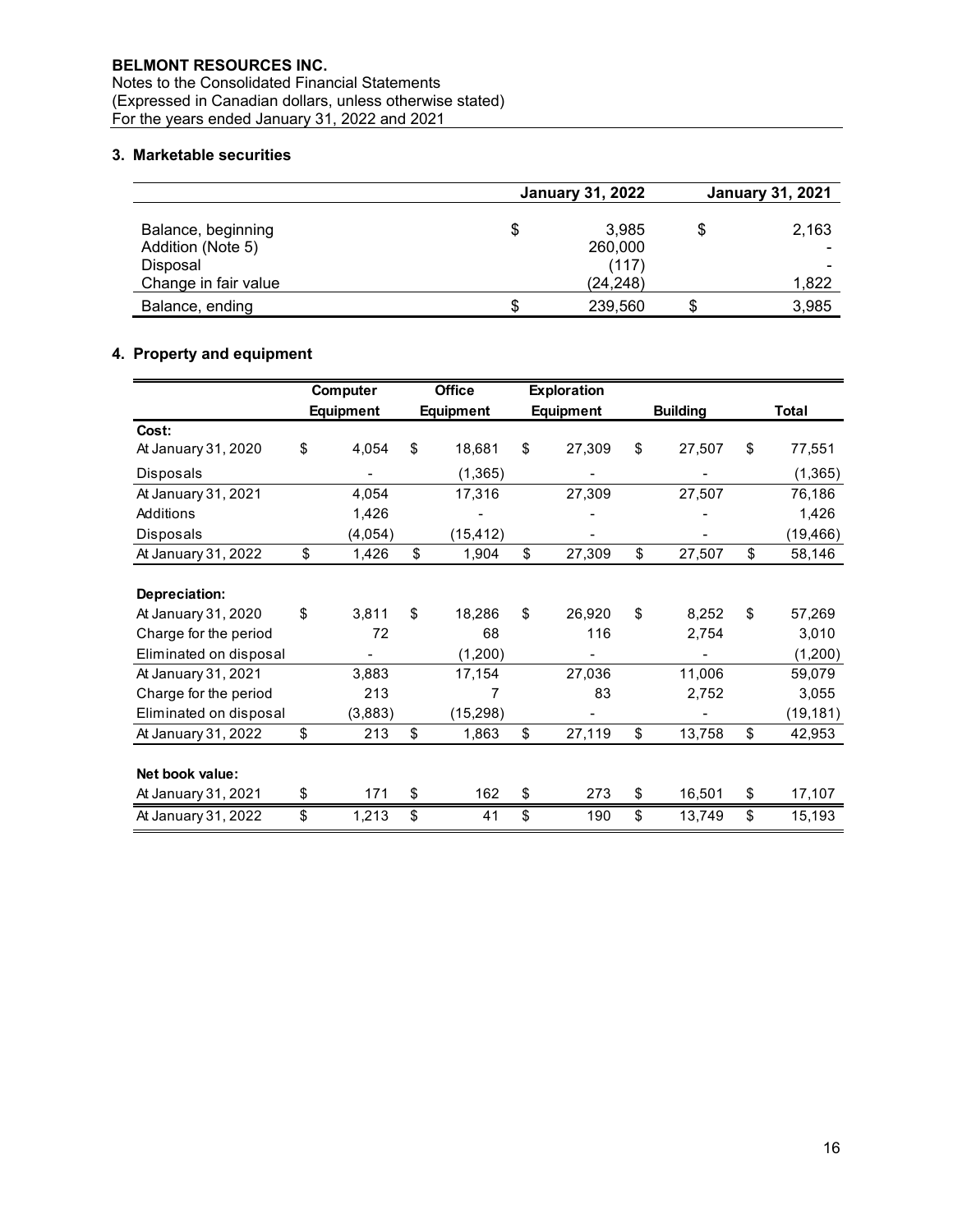**BELMONT RESOURCES INC.**
Notes to the Consolidated Financial Statements
(Expressed in Canadian dollars, unless otherwise stated)
For the years ended January 31, 2022 and 2021

### 3. Marketable securities

| | January 31, 2022 | January 31, 2021 |
|---|---|---|
| Balance, beginning | $ 3,985 | $ 2,163 |
| Addition (Note 5) | 260,000 | - |
| Disposal | (117) | - |
| Change in fair value | (24,248) | 1,822 |
| Balance, ending | $ 239,560 | $ 3,985 |

### 4. Property and equipment

| | Computer Equipment | Office Equipment | Exploration Equipment | Building | Total |
|---|---|---|---|---|---|
| **Cost:** | | | | | |
| At January 31, 2020 | $ 4,054 | $ 18,681 | $ 27,309 | $ 27,507 | $ 77,551 |
| Disposals | - | (1,365) | - | - | (1,365) |
| At January 31, 2021 | 4,054 | 17,316 | 27,309 | 27,507 | 76,186 |
| Additions | 1,426 | - | - | - | 1,426 |
| Disposals | (4,054) | (15,412) | - | - | (19,466) |
| At January 31, 2022 | $ 1,426 | $ 1,904 | $ 27,309 | $ 27,507 | $ 58,146 |
| | | | | | |
| **Depreciation:** | | | | | |
| At January 31, 2020 | $ 3,811 | $ 18,286 | $ 26,920 | $ 8,252 | $ 57,269 |
| Charge for the period | 72 | 68 | 116 | 2,754 | 3,010 |
| Eliminated on disposal | - | (1,200) | - | - | (1,200) |
| At January 31, 2021 | 3,883 | 17,154 | 27,036 | 11,006 | 59,079 |
| Charge for the period | 213 | 7 | 83 | 2,752 | 3,055 |
| Eliminated on disposal | (3,883) | (15,298) | - | - | (19,181) |
| At January 31, 2022 | $ 213 | $ 1,863 | $ 27,119 | $ 13,758 | $ 42,953 |
| | | | | | |
| **Net book value:** | | | | | |
| At January 31, 2021 | $ 171 | $ 162 | $ 273 | $ 16,501 | $ 17,107 |
| At January 31, 2022 | $ 1,213 | $ 41 | $ 190 | $ 13,749 | $ 15,193 |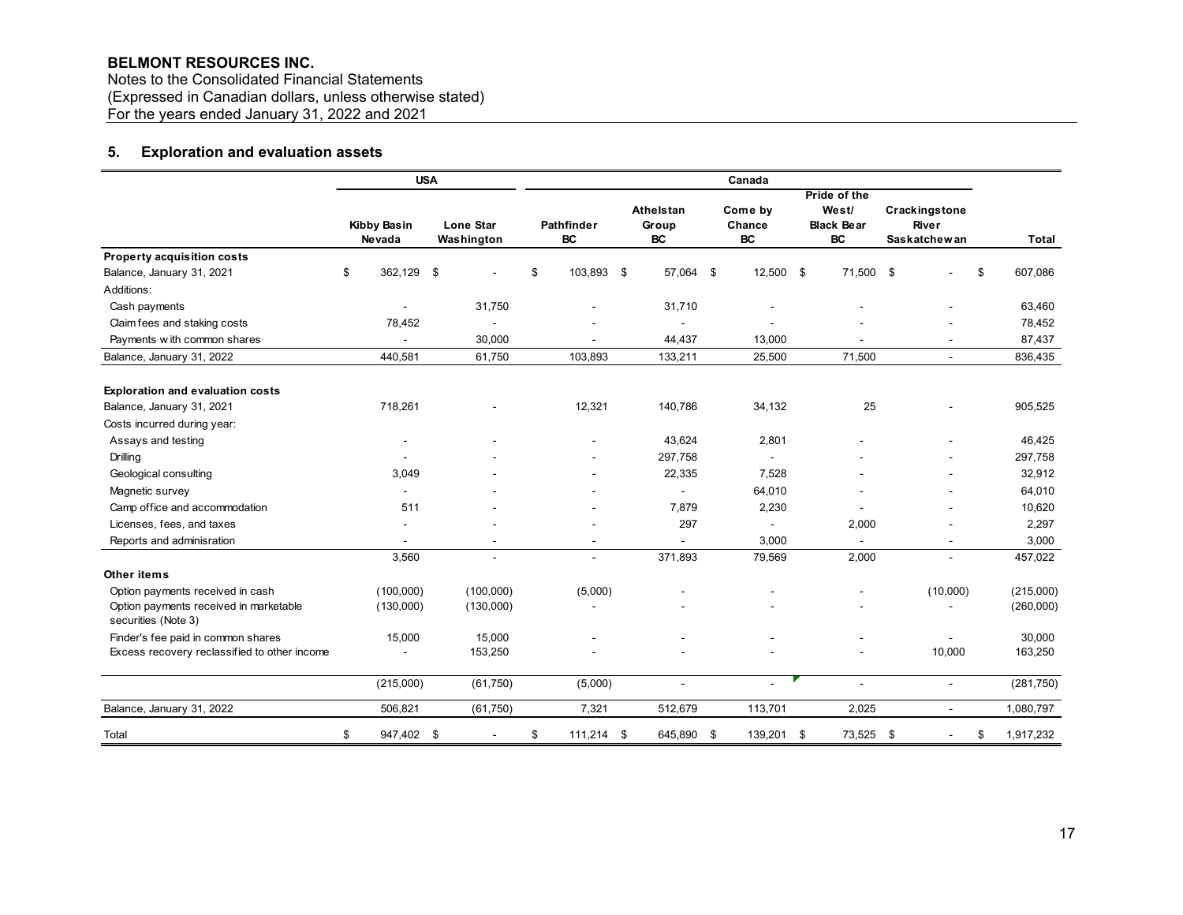**BELMONT RESOURCES INC.**
Notes to the Consolidated Financial Statements
(Expressed in Canadian dollars, unless otherwise stated)
For the years ended January 31, 2022 and 2021

## 5. Exploration and evaluation assets

| | USA | | Canada | | | | | |
|---|---|---|---|---|---|---|---|---|
| | Kibby Basin Nevada | Lone Star Washington | Pathfinder BC | Athelstan Group BC | Come by Chance BC | Pride of the West/ Black Bear BC | Crackingstone River Saskatchewan | Total |
| **Property acquisition costs** | | | | | | | | |
| Balance, January 31, 2021 | $ 362,129 | $ - | $ 103,893 | $ 57,064 | $ 12,500 | $ 71,500 | $ - | $ 607,086 |
| Additions: | | | | | | | | |
| Cash payments | - | 31,750 | - | 31,710 | - | - | - | 63,460 |
| Claim fees and staking costs | 78,452 | - | - | - | - | - | - | 78,452 |
| Payments with common shares | - | 30,000 | - | 44,437 | 13,000 | - | - | 87,437 |
| Balance, January 31, 2022 | 440,581 | 61,750 | 103,893 | 133,211 | 25,500 | 71,500 | - | 836,435 |
| **Exploration and evaluation costs** | | | | | | | | |
| Balance, January 31, 2021 | 718,261 | - | 12,321 | 140,786 | 34,132 | 25 | - | 905,525 |
| Costs incurred during year: | | | | | | | | |
| Assays and testing | - | - | - | 43,624 | 2,801 | - | - | 46,425 |
| Drilling | - | - | - | 297,758 | - | - | - | 297,758 |
| Geological consulting | 3,049 | - | - | 22,335 | 7,528 | - | - | 32,912 |
| Magnetic survey | - | - | - | - | 64,010 | - | - | 64,010 |
| Camp office and accommodation | 511 | - | - | 7,879 | 2,230 | - | - | 10,620 |
| Licenses, fees, and taxes | - | - | - | 297 | - | 2,000 | - | 2,297 |
| Reports and adminisration | - | - | - | - | 3,000 | - | - | 3,000 |
| | 3,560 | - | - | 371,893 | 79,569 | 2,000 | - | 457,022 |
| **Other items** | | | | | | | | |
| Option payments received in cash | (100,000) | (100,000) | (5,000) | - | - | - | (10,000) | (215,000) |
| Option payments received in marketable securities (Note 3) | (130,000) | (130,000) | - | - | - | - | - | (260,000) |
| Finder's fee paid in common shares | 15,000 | 15,000 | - | - | - | - | - | 30,000 |
| Excess recovery reclassified to other income | - | 153,250 | - | - | - | - | 10,000 | 163,250 |
| | (215,000) | (61,750) | (5,000) | - | - | - | - | (281,750) |
| Balance, January 31, 2022 | 506,821 | (61,750) | 7,321 | 512,679 | 113,701 | 2,025 | - | 1,080,797 |
| Total | $ 947,402 | $ - | $ 111,214 | $ 645,890 | $ 139,201 | $ 73,525 | $ - | $ 1,917,232 |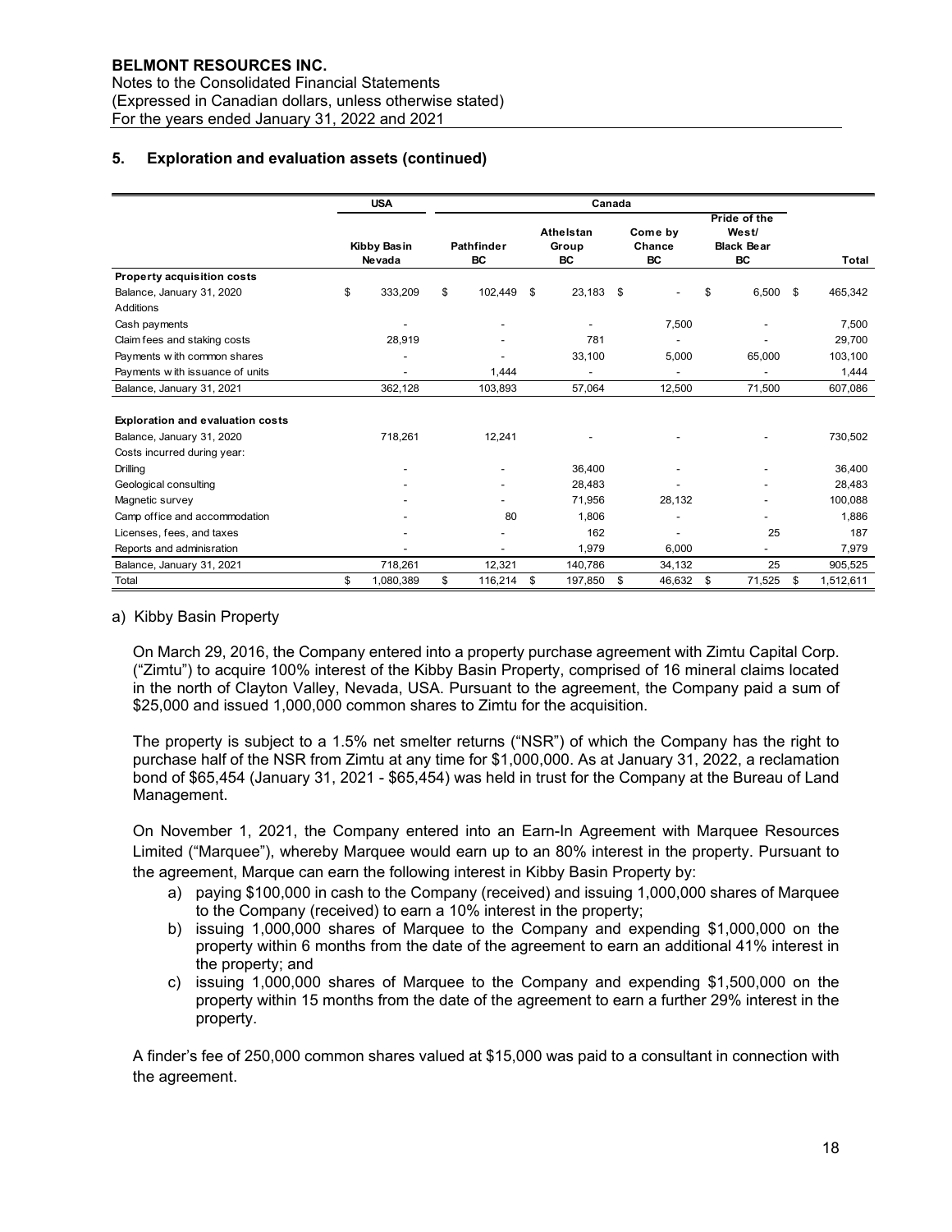## 5. Exploration and evaluation assets (continued)

| | USA | Canada | | | | |
|---|---|---|---|---|---|---|
| | Kibby Basin Nevada | Pathfinder BC | Athelstan Group BC | Come by Chance BC | Pride of the West/ Black Bear BC | Total |
| **Property acquisition costs** | | | | | | |
| Balance, January 31, 2020 | $ 333,209 | $ 102,449 | $ 23,183 | $ - | $ 6,500 | $ 465,342 |
| Additions | | | | | | |
| Cash payments | - | - | - | 7,500 | - | 7,500 |
| Claim fees and staking costs | 28,919 | - | 781 | - | - | 29,700 |
| Payments with common shares | - | - | 33,100 | 5,000 | 65,000 | 103,100 |
| Payments with issuance of units | - | 1,444 | - | - | - | 1,444 |
| Balance, January 31, 2021 | 362,128 | 103,893 | 57,064 | 12,500 | 71,500 | 607,086 |
| | | | | | | |
| **Exploration and evaluation costs** | | | | | | |
| Balance, January 31, 2020 | 718,261 | 12,241 | - | - | - | 730,502 |
| Costs incurred during year: | | | | | | |
| Drilling | - | - | 36,400 | - | - | 36,400 |
| Geological consulting | - | - | 28,483 | - | - | 28,483 |
| Magnetic survey | - | - | 71,956 | 28,132 | - | 100,088 |
| Camp office and accommodation | - | 80 | 1,806 | - | - | 1,886 |
| Licenses, fees, and taxes | - | - | 162 | - | 25 | 187 |
| Reports and adminisration | - | - | 1,979 | 6,000 | - | 7,979 |
| Balance, January 31, 2021 | 718,261 | 12,321 | 140,786 | 34,132 | 25 | 905,525 |
| Total | $ 1,080,389 | $ 116,214 | $ 197,850 | $ 46,632 | $ 71,525 | $ 1,512,611 |

a) Kibby Basin Property

On March 29, 2016, the Company entered into a property purchase agreement with Zimtu Capital Corp. ("Zimtu") to acquire 100% interest of the Kibby Basin Property, comprised of 16 mineral claims located in the north of Clayton Valley, Nevada, USA. Pursuant to the agreement, the Company paid a sum of $25,000 and issued 1,000,000 common shares to Zimtu for the acquisition.

The property is subject to a 1.5% net smelter returns ("NSR") of which the Company has the right to purchase half of the NSR from Zimtu at any time for $1,000,000. As at January 31, 2022, a reclamation bond of $65,454 (January 31, 2021 - $65,454) was held in trust for the Company at the Bureau of Land Management.

On November 1, 2021, the Company entered into an Earn-In Agreement with Marquee Resources Limited ("Marquee"), whereby Marquee would earn up to an 80% interest in the property. Pursuant to the agreement, Marque can earn the following interest in Kibby Basin Property by:

a) paying $100,000 in cash to the Company (received) and issuing 1,000,000 shares of Marquee to the Company (received) to earn a 10% interest in the property;
b) issuing 1,000,000 shares of Marquee to the Company and expending $1,000,000 on the property within 6 months from the date of the agreement to earn an additional 41% interest in the property; and
c) issuing 1,000,000 shares of Marquee to the Company and expending $1,500,000 on the property within 15 months from the date of the agreement to earn a further 29% interest in the property.

A finder's fee of 250,000 common shares valued at $15,000 was paid to a consultant in connection with the agreement.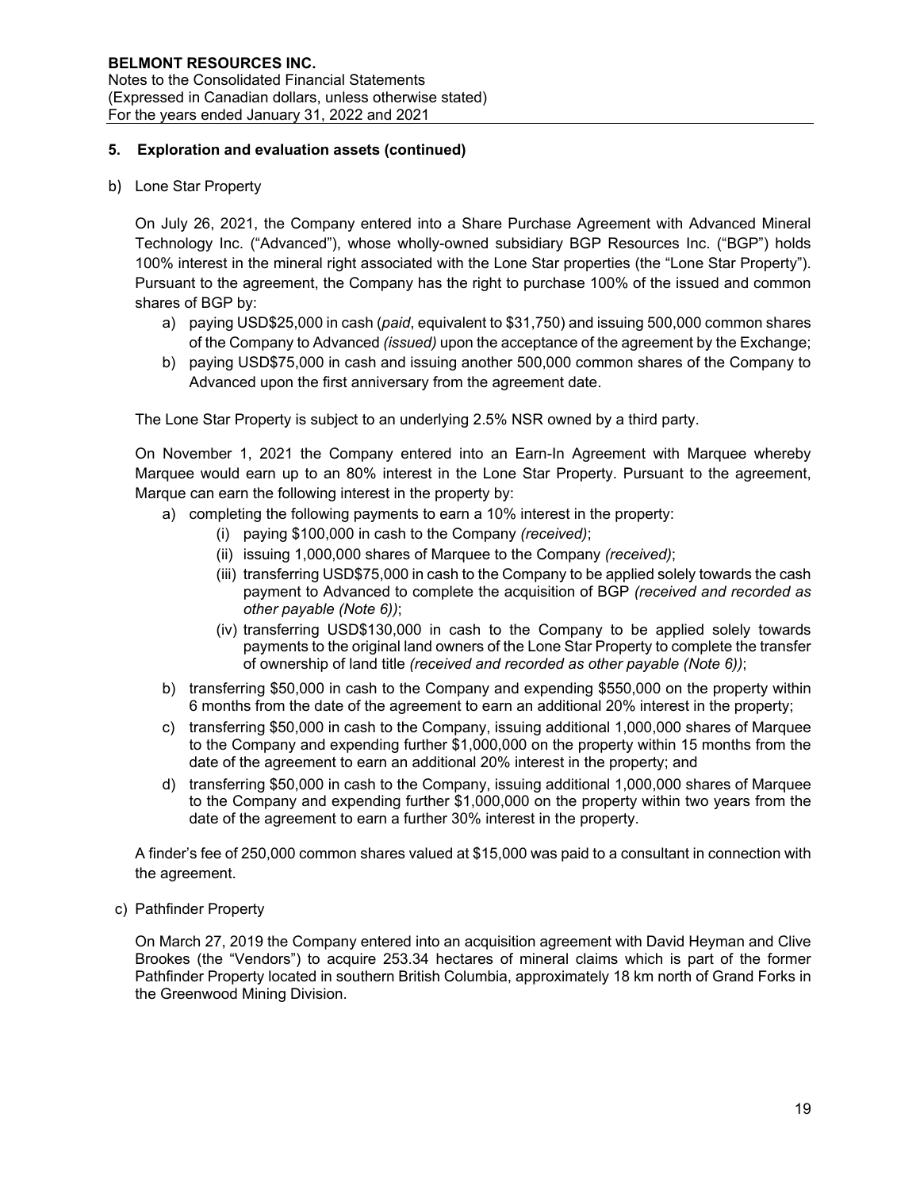## 5. Exploration and evaluation assets (continued)

b) Lone Star Property

On July 26, 2021, the Company entered into a Share Purchase Agreement with Advanced Mineral Technology Inc. ("Advanced"), whose wholly-owned subsidiary BGP Resources Inc. ("BGP") holds 100% interest in the mineral right associated with the Lone Star properties (the "Lone Star Property"). Pursuant to the agreement, the Company has the right to purchase 100% of the issued and common shares of BGP by:

a) paying USD$25,000 in cash (*paid*, equivalent to $31,750) and issuing 500,000 common shares of the Company to Advanced *(issued)* upon the acceptance of the agreement by the Exchange;
b) paying USD$75,000 in cash and issuing another 500,000 common shares of the Company to Advanced upon the first anniversary from the agreement date.

The Lone Star Property is subject to an underlying 2.5% NSR owned by a third party.

On November 1, 2021 the Company entered into an Earn-In Agreement with Marquee whereby Marquee would earn up to an 80% interest in the Lone Star Property. Pursuant to the agreement, Marque can earn the following interest in the property by:

a) completing the following payments to earn a 10% interest in the property:
   (i) paying $100,000 in cash to the Company *(received)*;
   (ii) issuing 1,000,000 shares of Marquee to the Company *(received)*;
   (iii) transferring USD$75,000 in cash to the Company to be applied solely towards the cash payment to Advanced to complete the acquisition of BGP *(received and recorded as other payable (Note 6))*;
   (iv) transferring USD$130,000 in cash to the Company to be applied solely towards payments to the original land owners of the Lone Star Property to complete the transfer of ownership of land title *(received and recorded as other payable (Note 6))*;
b) transferring $50,000 in cash to the Company and expending $550,000 on the property within 6 months from the date of the agreement to earn an additional 20% interest in the property;
c) transferring $50,000 in cash to the Company, issuing additional 1,000,000 shares of Marquee to the Company and expending further $1,000,000 on the property within 15 months from the date of the agreement to earn an additional 20% interest in the property; and
d) transferring $50,000 in cash to the Company, issuing additional 1,000,000 shares of Marquee to the Company and expending further $1,000,000 on the property within two years from the date of the agreement to earn a further 30% interest in the property.

A finder's fee of 250,000 common shares valued at $15,000 was paid to a consultant in connection with the agreement.

c) Pathfinder Property

On March 27, 2019 the Company entered into an acquisition agreement with David Heyman and Clive Brookes (the "Vendors") to acquire 253.34 hectares of mineral claims which is part of the former Pathfinder Property located in southern British Columbia, approximately 18 km north of Grand Forks in the Greenwood Mining Division.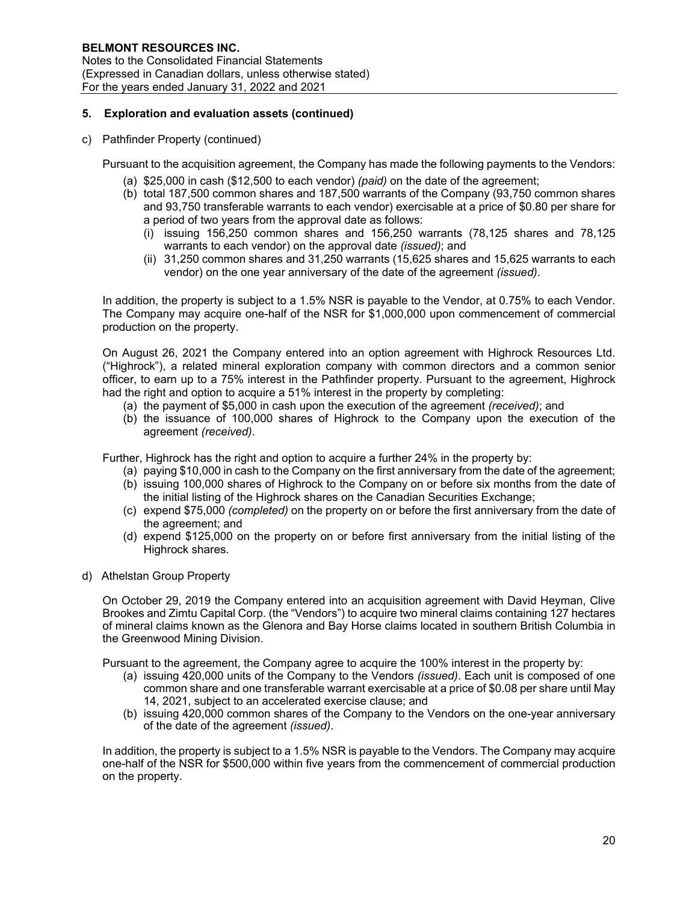## 5. Exploration and evaluation assets (continued)

c) Pathfinder Property (continued)

Pursuant to the acquisition agreement, the Company has made the following payments to the Vendors:

(a) $25,000 in cash ($12,500 to each vendor) *(paid)* on the date of the agreement;
(b) total 187,500 common shares and 187,500 warrants of the Company (93,750 common shares and 93,750 transferable warrants to each vendor) exercisable at a price of $0.80 per share for a period of two years from the approval date as follows:
   (i) issuing 156,250 common shares and 156,250 warrants (78,125 shares and 78,125 warrants to each vendor) on the approval date *(issued)*; and
   (ii) 31,250 common shares and 31,250 warrants (15,625 shares and 15,625 warrants to each vendor) on the one year anniversary of the date of the agreement *(issued)*.

In addition, the property is subject to a 1.5% NSR is payable to the Vendor, at 0.75% to each Vendor. The Company may acquire one-half of the NSR for $1,000,000 upon commencement of commercial production on the property.

On August 26, 2021 the Company entered into an option agreement with Highrock Resources Ltd. ("Highrock"), a related mineral exploration company with common directors and a common senior officer, to earn up to a 75% interest in the Pathfinder property. Pursuant to the agreement, Highrock had the right and option to acquire a 51% interest in the property by completing:

(a) the payment of $5,000 in cash upon the execution of the agreement *(received)*; and
(b) the issuance of 100,000 shares of Highrock to the Company upon the execution of the agreement *(received)*.

Further, Highrock has the right and option to acquire a further 24% in the property by:

(a) paying $10,000 in cash to the Company on the first anniversary from the date of the agreement;
(b) issuing 100,000 shares of Highrock to the Company on or before six months from the date of the initial listing of the Highrock shares on the Canadian Securities Exchange;
(c) expend $75,000 *(completed)* on the property on or before the first anniversary from the date of the agreement; and
(d) expend $125,000 on the property on or before first anniversary from the initial listing of the Highrock shares.

d) Athelstan Group Property

On October 29, 2019 the Company entered into an acquisition agreement with David Heyman, Clive Brookes and Zimtu Capital Corp. (the "Vendors") to acquire two mineral claims containing 127 hectares of mineral claims known as the Glenora and Bay Horse claims located in southern British Columbia in the Greenwood Mining Division.

Pursuant to the agreement, the Company agree to acquire the 100% interest in the property by:

(a) issuing 420,000 units of the Company to the Vendors *(issued)*. Each unit is composed of one common share and one transferable warrant exercisable at a price of $0.08 per share until May 14, 2021, subject to an accelerated exercise clause; and
(b) issuing 420,000 common shares of the Company to the Vendors on the one-year anniversary of the date of the agreement *(issued)*.

In addition, the property is subject to a 1.5% NSR is payable to the Vendors. The Company may acquire one-half of the NSR for $500,000 within five years from the commencement of commercial production on the property.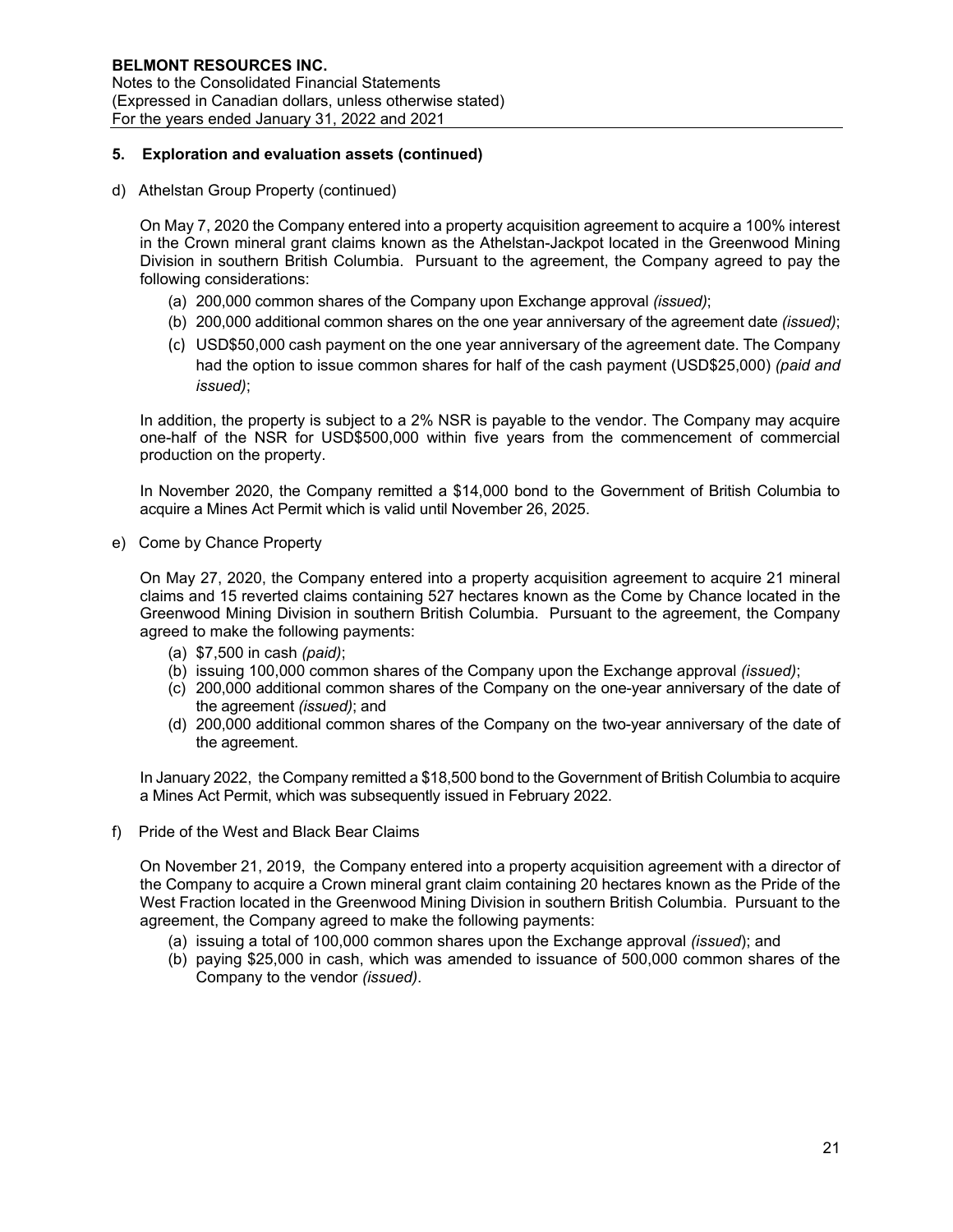## 5. Exploration and evaluation assets (continued)

d) Athelstan Group Property (continued)

On May 7, 2020 the Company entered into a property acquisition agreement to acquire a 100% interest in the Crown mineral grant claims known as the Athelstan-Jackpot located in the Greenwood Mining Division in southern British Columbia. Pursuant to the agreement, the Company agreed to pay the following considerations:

(a) 200,000 common shares of the Company upon Exchange approval *(issued)*;
(b) 200,000 additional common shares on the one year anniversary of the agreement date *(issued)*;
(c) USD$50,000 cash payment on the one year anniversary of the agreement date. The Company had the option to issue common shares for half of the cash payment (USD$25,000) *(paid and issued)*;

In addition, the property is subject to a 2% NSR is payable to the vendor. The Company may acquire one-half of the NSR for USD$500,000 within five years from the commencement of commercial production on the property.

In November 2020, the Company remitted a $14,000 bond to the Government of British Columbia to acquire a Mines Act Permit which is valid until November 26, 2025.

e) Come by Chance Property

On May 27, 2020, the Company entered into a property acquisition agreement to acquire 21 mineral claims and 15 reverted claims containing 527 hectares known as the Come by Chance located in the Greenwood Mining Division in southern British Columbia. Pursuant to the agreement, the Company agreed to make the following payments:

(a) $7,500 in cash *(paid)*;
(b) issuing 100,000 common shares of the Company upon the Exchange approval *(issued)*;
(c) 200,000 additional common shares of the Company on the one-year anniversary of the date of the agreement *(issued)*; and
(d) 200,000 additional common shares of the Company on the two-year anniversary of the date of the agreement.

In January 2022, the Company remitted a $18,500 bond to the Government of British Columbia to acquire a Mines Act Permit, which was subsequently issued in February 2022.

f) Pride of the West and Black Bear Claims

On November 21, 2019, the Company entered into a property acquisition agreement with a director of the Company to acquire a Crown mineral grant claim containing 20 hectares known as the Pride of the West Fraction located in the Greenwood Mining Division in southern British Columbia. Pursuant to the agreement, the Company agreed to make the following payments:

(a) issuing a total of 100,000 common shares upon the Exchange approval *(issued)*; and
(b) paying $25,000 in cash, which was amended to issuance of 500,000 common shares of the Company to the vendor *(issued)*.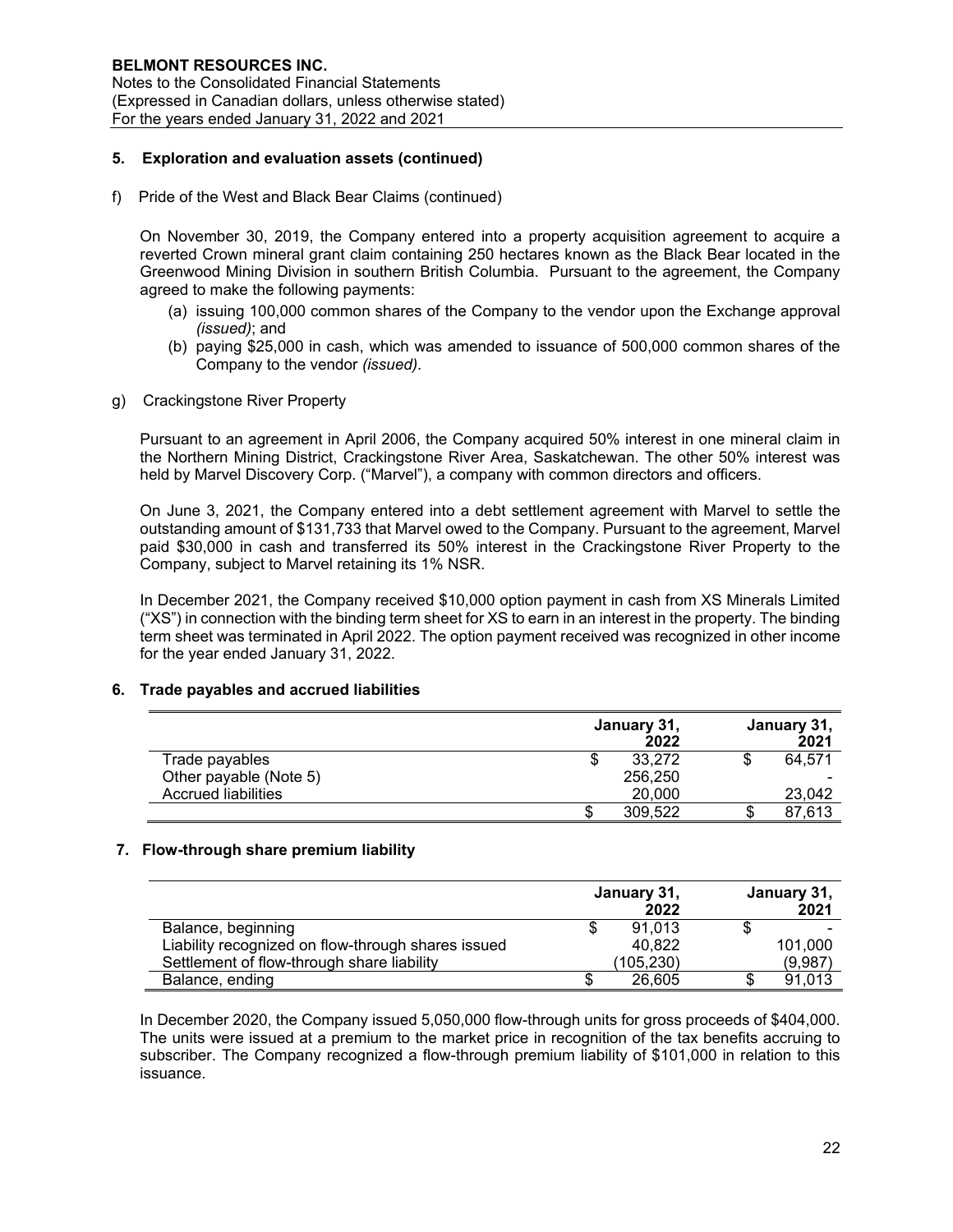## 5. Exploration and evaluation assets (continued)

f) Pride of the West and Black Bear Claims (continued)

On November 30, 2019, the Company entered into a property acquisition agreement to acquire a reverted Crown mineral grant claim containing 250 hectares known as the Black Bear located in the Greenwood Mining Division in southern British Columbia. Pursuant to the agreement, the Company agreed to make the following payments:

(a) issuing 100,000 common shares of the Company to the vendor upon the Exchange approval *(issued)*; and
(b) paying $25,000 in cash, which was amended to issuance of 500,000 common shares of the Company to the vendor *(issued)*.

g) Crackingstone River Property

Pursuant to an agreement in April 2006, the Company acquired 50% interest in one mineral claim in the Northern Mining District, Crackingstone River Area, Saskatchewan. The other 50% interest was held by Marvel Discovery Corp. ("Marvel"), a company with common directors and officers.

On June 3, 2021, the Company entered into a debt settlement agreement with Marvel to settle the outstanding amount of $131,733 that Marvel owed to the Company. Pursuant to the agreement, Marvel paid $30,000 in cash and transferred its 50% interest in the Crackingstone River Property to the Company, subject to Marvel retaining its 1% NSR.

In December 2021, the Company received $10,000 option payment in cash from XS Minerals Limited ("XS") in connection with the binding term sheet for XS to earn in an interest in the property. The binding term sheet was terminated in April 2022. The option payment received was recognized in other income for the year ended January 31, 2022.

## 6. Trade payables and accrued liabilities

| | January 31, 2022 | January 31, 2021 |
|---|---|---|
| Trade payables | $ 33,272 | $ 64,571 |
| Other payable (Note 5) | 256,250 | - |
| Accrued liabilities | 20,000 | 23,042 |
| | $ 309,522 | $ 87,613 |

## 7. Flow-through share premium liability

| | January 31, 2022 | January 31, 2021 |
|---|---|---|
| Balance, beginning | $ 91,013 | $ - |
| Liability recognized on flow-through shares issued | 40,822 | 101,000 |
| Settlement of flow-through share liability | (105,230) | (9,987) |
| Balance, ending | $ 26,605 | $ 91,013 |

In December 2020, the Company issued 5,050,000 flow-through units for gross proceeds of $404,000. The units were issued at a premium to the market price in recognition of the tax benefits accruing to subscriber. The Company recognized a flow-through premium liability of $101,000 in relation to this issuance.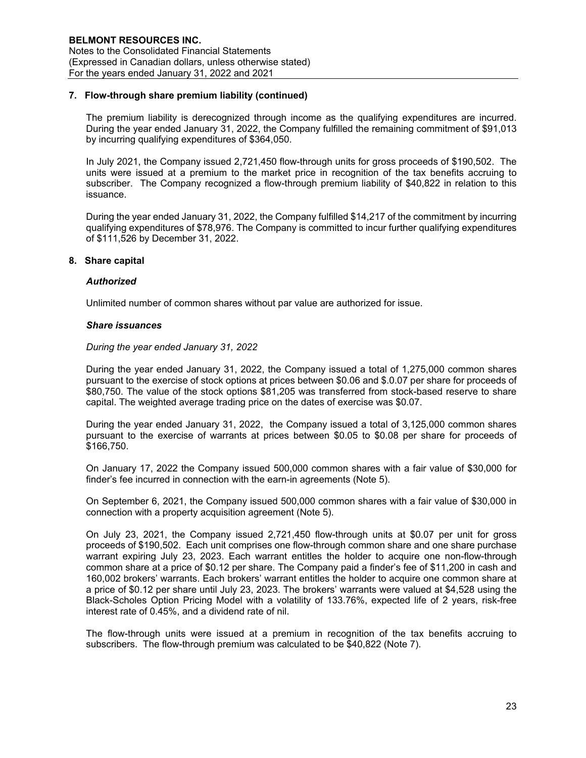### 7. Flow-through share premium liability (continued)

The premium liability is derecognized through income as the qualifying expenditures are incurred. During the year ended January 31, 2022, the Company fulfilled the remaining commitment of $91,013 by incurring qualifying expenditures of $364,050.

In July 2021, the Company issued 2,721,450 flow-through units for gross proceeds of $190,502. The units were issued at a premium to the market price in recognition of the tax benefits accruing to subscriber. The Company recognized a flow-through premium liability of $40,822 in relation to this issuance.

During the year ended January 31, 2022, the Company fulfilled $14,217 of the commitment by incurring qualifying expenditures of $78,976. The Company is committed to incur further qualifying expenditures of $111,526 by December 31, 2022.

### 8. Share capital

#### *Authorized*

Unlimited number of common shares without par value are authorized for issue.

#### *Share issuances*

*During the year ended January 31, 2022*

During the year ended January 31, 2022, the Company issued a total of 1,275,000 common shares pursuant to the exercise of stock options at prices between $0.06 and $.0.07 per share for proceeds of $80,750. The value of the stock options $81,205 was transferred from stock-based reserve to share capital. The weighted average trading price on the dates of exercise was $0.07.

During the year ended January 31, 2022, the Company issued a total of 3,125,000 common shares pursuant to the exercise of warrants at prices between $0.05 to $0.08 per share for proceeds of $166,750.

On January 17, 2022 the Company issued 500,000 common shares with a fair value of $30,000 for finder's fee incurred in connection with the earn-in agreements (Note 5).

On September 6, 2021, the Company issued 500,000 common shares with a fair value of $30,000 in connection with a property acquisition agreement (Note 5).

On July 23, 2021, the Company issued 2,721,450 flow-through units at $0.07 per unit for gross proceeds of $190,502. Each unit comprises one flow-through common share and one share purchase warrant expiring July 23, 2023. Each warrant entitles the holder to acquire one non-flow-through common share at a price of $0.12 per share. The Company paid a finder's fee of $11,200 in cash and 160,002 brokers' warrants. Each brokers' warrant entitles the holder to acquire one common share at a price of $0.12 per share until July 23, 2023. The brokers' warrants were valued at $4,528 using the Black-Scholes Option Pricing Model with a volatility of 133.76%, expected life of 2 years, risk-free interest rate of 0.45%, and a dividend rate of nil.

The flow-through units were issued at a premium in recognition of the tax benefits accruing to subscribers. The flow-through premium was calculated to be $40,822 (Note 7).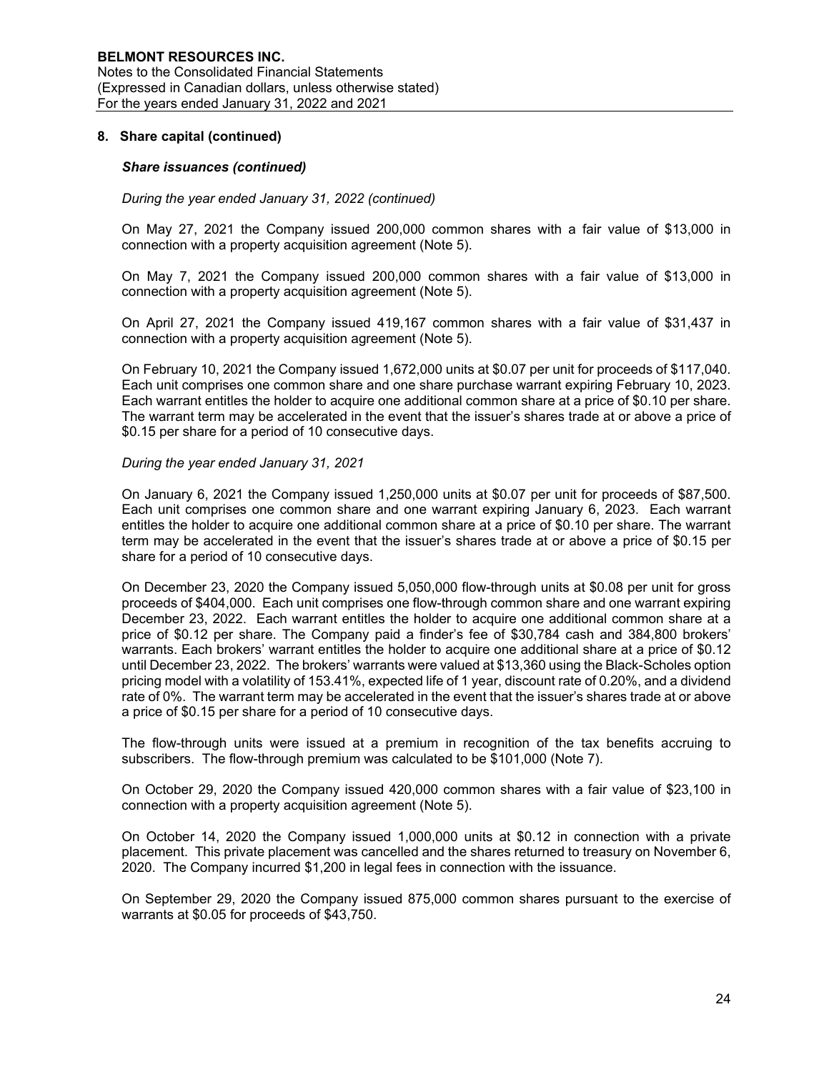## 8. Share capital (continued)

### *Share issuances (continued)*

*During the year ended January 31, 2022 (continued)*

On May 27, 2021 the Company issued 200,000 common shares with a fair value of $13,000 in connection with a property acquisition agreement (Note 5).

On May 7, 2021 the Company issued 200,000 common shares with a fair value of $13,000 in connection with a property acquisition agreement (Note 5).

On April 27, 2021 the Company issued 419,167 common shares with a fair value of $31,437 in connection with a property acquisition agreement (Note 5).

On February 10, 2021 the Company issued 1,672,000 units at $0.07 per unit for proceeds of $117,040. Each unit comprises one common share and one share purchase warrant expiring February 10, 2023. Each warrant entitles the holder to acquire one additional common share at a price of $0.10 per share. The warrant term may be accelerated in the event that the issuer's shares trade at or above a price of $0.15 per share for a period of 10 consecutive days.

*During the year ended January 31, 2021*

On January 6, 2021 the Company issued 1,250,000 units at $0.07 per unit for proceeds of $87,500. Each unit comprises one common share and one warrant expiring January 6, 2023. Each warrant entitles the holder to acquire one additional common share at a price of $0.10 per share. The warrant term may be accelerated in the event that the issuer's shares trade at or above a price of $0.15 per share for a period of 10 consecutive days.

On December 23, 2020 the Company issued 5,050,000 flow-through units at $0.08 per unit for gross proceeds of $404,000. Each unit comprises one flow-through common share and one warrant expiring December 23, 2022. Each warrant entitles the holder to acquire one additional common share at a price of $0.12 per share. The Company paid a finder's fee of $30,784 cash and 384,800 brokers' warrants. Each brokers' warrant entitles the holder to acquire one additional share at a price of $0.12 until December 23, 2022. The brokers' warrants were valued at $13,360 using the Black-Scholes option pricing model with a volatility of 153.41%, expected life of 1 year, discount rate of 0.20%, and a dividend rate of 0%. The warrant term may be accelerated in the event that the issuer's shares trade at or above a price of $0.15 per share for a period of 10 consecutive days.

The flow-through units were issued at a premium in recognition of the tax benefits accruing to subscribers. The flow-through premium was calculated to be $101,000 (Note 7).

On October 29, 2020 the Company issued 420,000 common shares with a fair value of $23,100 in connection with a property acquisition agreement (Note 5).

On October 14, 2020 the Company issued 1,000,000 units at $0.12 in connection with a private placement. This private placement was cancelled and the shares returned to treasury on November 6, 2020. The Company incurred $1,200 in legal fees in connection with the issuance.

On September 29, 2020 the Company issued 875,000 common shares pursuant to the exercise of warrants at $0.05 for proceeds of $43,750.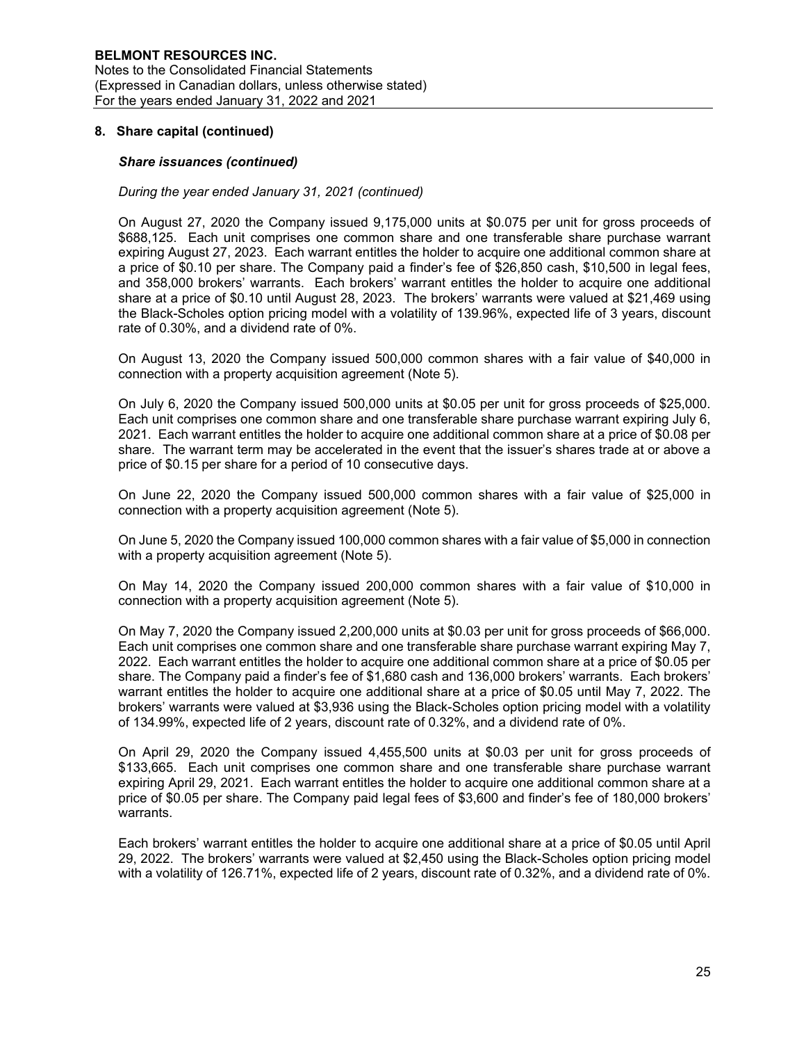## 8. Share capital (continued)

### *Share issuances (continued)*

*During the year ended January 31, 2021 (continued)*

On August 27, 2020 the Company issued 9,175,000 units at $0.075 per unit for gross proceeds of $688,125. Each unit comprises one common share and one transferable share purchase warrant expiring August 27, 2023. Each warrant entitles the holder to acquire one additional common share at a price of $0.10 per share. The Company paid a finder's fee of $26,850 cash, $10,500 in legal fees, and 358,000 brokers' warrants. Each brokers' warrant entitles the holder to acquire one additional share at a price of $0.10 until August 28, 2023. The brokers' warrants were valued at $21,469 using the Black-Scholes option pricing model with a volatility of 139.96%, expected life of 3 years, discount rate of 0.30%, and a dividend rate of 0%.

On August 13, 2020 the Company issued 500,000 common shares with a fair value of $40,000 in connection with a property acquisition agreement (Note 5).

On July 6, 2020 the Company issued 500,000 units at $0.05 per unit for gross proceeds of $25,000. Each unit comprises one common share and one transferable share purchase warrant expiring July 6, 2021. Each warrant entitles the holder to acquire one additional common share at a price of $0.08 per share. The warrant term may be accelerated in the event that the issuer's shares trade at or above a price of $0.15 per share for a period of 10 consecutive days.

On June 22, 2020 the Company issued 500,000 common shares with a fair value of $25,000 in connection with a property acquisition agreement (Note 5).

On June 5, 2020 the Company issued 100,000 common shares with a fair value of $5,000 in connection with a property acquisition agreement (Note 5).

On May 14, 2020 the Company issued 200,000 common shares with a fair value of $10,000 in connection with a property acquisition agreement (Note 5).

On May 7, 2020 the Company issued 2,200,000 units at $0.03 per unit for gross proceeds of $66,000. Each unit comprises one common share and one transferable share purchase warrant expiring May 7, 2022. Each warrant entitles the holder to acquire one additional common share at a price of $0.05 per share. The Company paid a finder's fee of $1,680 cash and 136,000 brokers' warrants. Each brokers' warrant entitles the holder to acquire one additional share at a price of $0.05 until May 7, 2022. The brokers' warrants were valued at $3,936 using the Black-Scholes option pricing model with a volatility of 134.99%, expected life of 2 years, discount rate of 0.32%, and a dividend rate of 0%.

On April 29, 2020 the Company issued 4,455,500 units at $0.03 per unit for gross proceeds of $133,665. Each unit comprises one common share and one transferable share purchase warrant expiring April 29, 2021. Each warrant entitles the holder to acquire one additional common share at a price of $0.05 per share. The Company paid legal fees of $3,600 and finder's fee of 180,000 brokers' warrants.

Each brokers' warrant entitles the holder to acquire one additional share at a price of $0.05 until April 29, 2022. The brokers' warrants were valued at $2,450 using the Black-Scholes option pricing model with a volatility of 126.71%, expected life of 2 years, discount rate of 0.32%, and a dividend rate of 0%.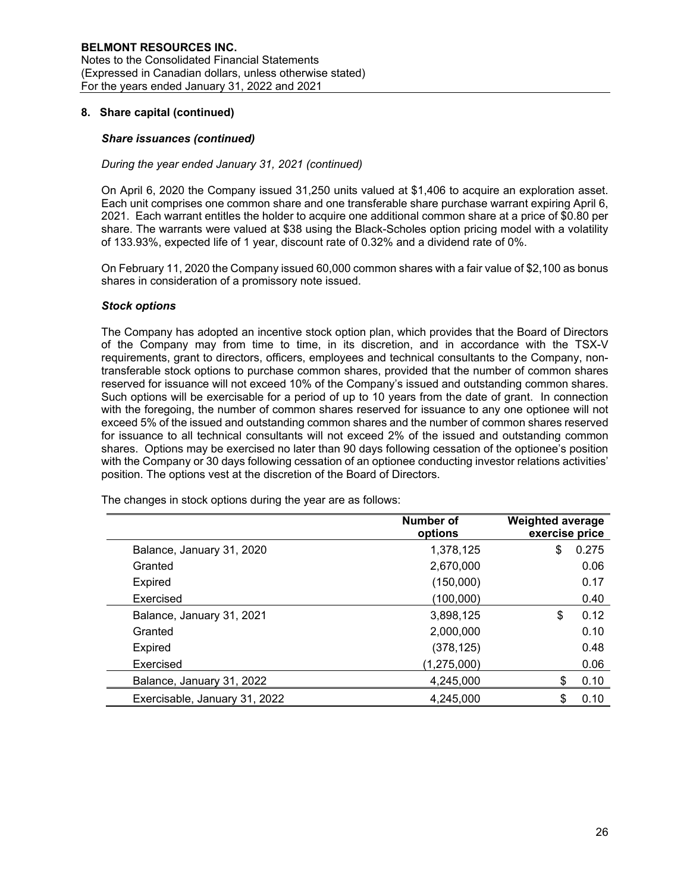## 8. Share capital (continued)

### *Share issuances (continued)*

*During the year ended January 31, 2021 (continued)*

On April 6, 2020 the Company issued 31,250 units valued at $1,406 to acquire an exploration asset. Each unit comprises one common share and one transferable share purchase warrant expiring April 6, 2021. Each warrant entitles the holder to acquire one additional common share at a price of $0.80 per share. The warrants were valued at $38 using the Black-Scholes option pricing model with a volatility of 133.93%, expected life of 1 year, discount rate of 0.32% and a dividend rate of 0%.

On February 11, 2020 the Company issued 60,000 common shares with a fair value of $2,100 as bonus shares in consideration of a promissory note issued.

### *Stock options*

The Company has adopted an incentive stock option plan, which provides that the Board of Directors of the Company may from time to time, in its discretion, and in accordance with the TSX-V requirements, grant to directors, officers, employees and technical consultants to the Company, non-transferable stock options to purchase common shares, provided that the number of common shares reserved for issuance will not exceed 10% of the Company's issued and outstanding common shares. Such options will be exercisable for a period of up to 10 years from the date of grant. In connection with the foregoing, the number of common shares reserved for issuance to any one optionee will not exceed 5% of the issued and outstanding common shares and the number of common shares reserved for issuance to all technical consultants will not exceed 2% of the issued and outstanding common shares. Options may be exercised no later than 90 days following cessation of the optionee's position with the Company or 30 days following cessation of an optionee conducting investor relations activities' position. The options vest at the discretion of the Board of Directors.

The changes in stock options during the year are as follows:

| | Number of options | Weighted average exercise price |
|---|---|---|
| Balance, January 31, 2020 | 1,378,125 | $ 0.275 |
| Granted | 2,670,000 | 0.06 |
| Expired | (150,000) | 0.17 |
| Exercised | (100,000) | 0.40 |
| Balance, January 31, 2021 | 3,898,125 | $ 0.12 |
| Granted | 2,000,000 | 0.10 |
| Expired | (378,125) | 0.48 |
| Exercised | (1,275,000) | 0.06 |
| Balance, January 31, 2022 | 4,245,000 | $ 0.10 |
| Exercisable, January 31, 2022 | 4,245,000 | $ 0.10 |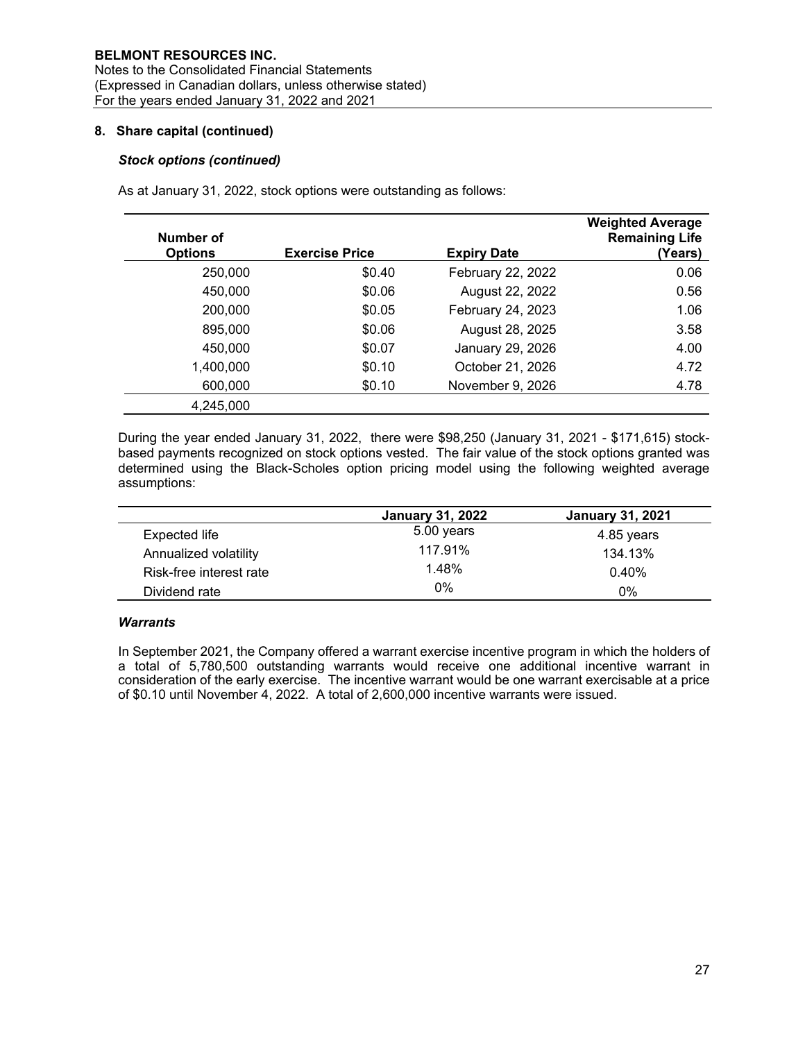## 8. Share capital (continued)

### *Stock options (continued)*

As at January 31, 2022, stock options were outstanding as follows:

| Number of Options | Exercise Price | Expiry Date | Weighted Average Remaining Life (Years) |
|---:|---:|---:|---:|
| 250,000 | $0.40 | February 22, 2022 | 0.06 |
| 450,000 | $0.06 | August 22, 2022 | 0.56 |
| 200,000 | $0.05 | February 24, 2023 | 1.06 |
| 895,000 | $0.06 | August 28, 2025 | 3.58 |
| 450,000 | $0.07 | January 29, 2026 | 4.00 |
| 1,400,000 | $0.10 | October 21, 2026 | 4.72 |
| 600,000 | $0.10 | November 9, 2026 | 4.78 |
| 4,245,000 | | | |

During the year ended January 31, 2022, there were $98,250 (January 31, 2021 - $171,615) stock-based payments recognized on stock options vested. The fair value of the stock options granted was determined using the Black-Scholes option pricing model using the following weighted average assumptions:

| | January 31, 2022 | January 31, 2021 |
|---|---|---|
| Expected life | 5.00 years | 4.85 years |
| Annualized volatility | 117.91% | 134.13% |
| Risk-free interest rate | 1.48% | 0.40% |
| Dividend rate | 0% | 0% |

### *Warrants*

In September 2021, the Company offered a warrant exercise incentive program in which the holders of a total of 5,780,500 outstanding warrants would receive one additional incentive warrant in consideration of the early exercise. The incentive warrant would be one warrant exercisable at a price of $0.10 until November 4, 2022. A total of 2,600,000 incentive warrants were issued.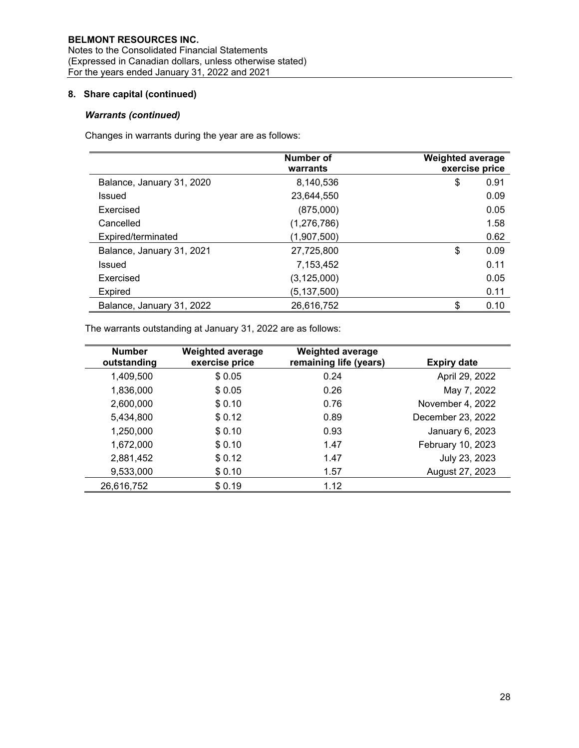**BELMONT RESOURCES INC.**
Notes to the Consolidated Financial Statements
(Expressed in Canadian dollars, unless otherwise stated)
For the years ended January 31, 2022 and 2021

## 8. Share capital (continued)

### *Warrants (continued)*

Changes in warrants during the year are as follows:

| | Number of warrants | Weighted average exercise price |
|---|---|---|
| Balance, January 31, 2020 | 8,140,536 | $ 0.91 |
| Issued | 23,644,550 | 0.09 |
| Exercised | (875,000) | 0.05 |
| Cancelled | (1,276,786) | 1.58 |
| Expired/terminated | (1,907,500) | 0.62 |
| Balance, January 31, 2021 | 27,725,800 | $ 0.09 |
| Issued | 7,153,452 | 0.11 |
| Exercised | (3,125,000) | 0.05 |
| Expired | (5,137,500) | 0.11 |
| Balance, January 31, 2022 | 26,616,752 | $ 0.10 |

The warrants outstanding at January 31, 2022 are as follows:

| Number outstanding | Weighted average exercise price | Weighted average remaining life (years) | Expiry date |
|---|---|---|---|
| 1,409,500 | $ 0.05 | 0.24 | April 29, 2022 |
| 1,836,000 | $ 0.05 | 0.26 | May 7, 2022 |
| 2,600,000 | $ 0.10 | 0.76 | November 4, 2022 |
| 5,434,800 | $ 0.12 | 0.89 | December 23, 2022 |
| 1,250,000 | $ 0.10 | 0.93 | January 6, 2023 |
| 1,672,000 | $ 0.10 | 1.47 | February 10, 2023 |
| 2,881,452 | $ 0.12 | 1.47 | July 23, 2023 |
| 9,533,000 | $ 0.10 | 1.57 | August 27, 2023 |
| 26,616,752 | $ 0.19 | 1.12 | |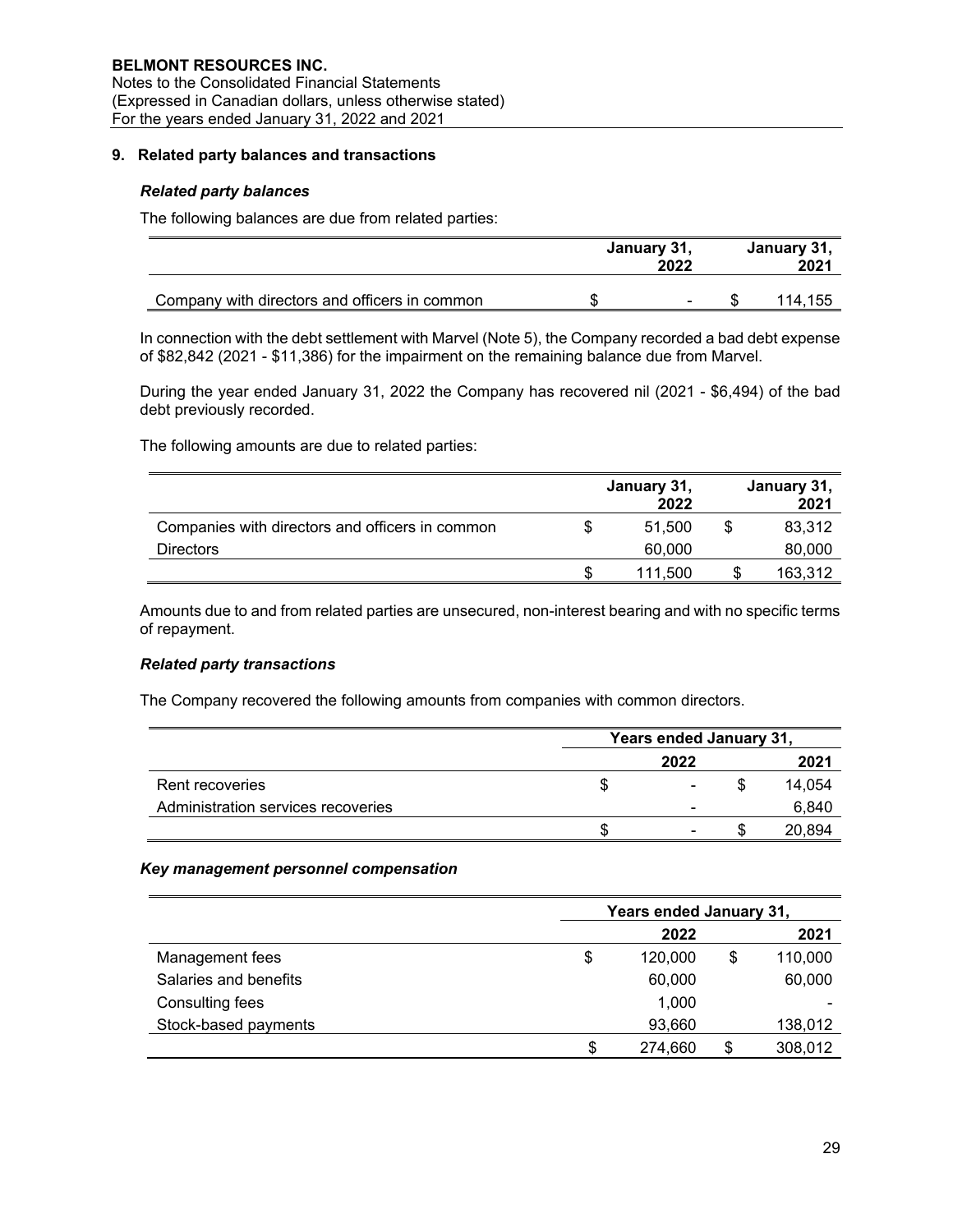## 9. Related party balances and transactions

### *Related party balances*

The following balances are due from related parties:

| | January 31, 2022 | January 31, 2021 |
|---|---|---|
| Company with directors and officers in common | $ - | $ 114,155 |

In connection with the debt settlement with Marvel (Note 5), the Company recorded a bad debt expense of $82,842 (2021 - $11,386) for the impairment on the remaining balance due from Marvel.

During the year ended January 31, 2022 the Company has recovered nil (2021 - $6,494) of the bad debt previously recorded.

The following amounts are due to related parties:

| | January 31, 2022 | January 31, 2021 |
|---|---|---|
| Companies with directors and officers in common | $ 51,500 | $ 83,312 |
| Directors | 60,000 | 80,000 |
| | $ 111,500 | $ 163,312 |

Amounts due to and from related parties are unsecured, non-interest bearing and with no specific terms of repayment.

### *Related party transactions*

The Company recovered the following amounts from companies with common directors.

| | Years ended January 31, | |
|---|---|---|
| | 2022 | 2021 |
| Rent recoveries | $ - | $ 14,054 |
| Administration services recoveries | - | 6,840 |
| | $ - | $ 20,894 |

### *Key management personnel compensation*

| | Years ended January 31, | |
|---|---|---|
| | 2022 | 2021 |
| Management fees | $ 120,000 | $ 110,000 |
| Salaries and benefits | 60,000 | 60,000 |
| Consulting fees | 1,000 | - |
| Stock-based payments | 93,660 | 138,012 |
| | $ 274,660 | $ 308,012 |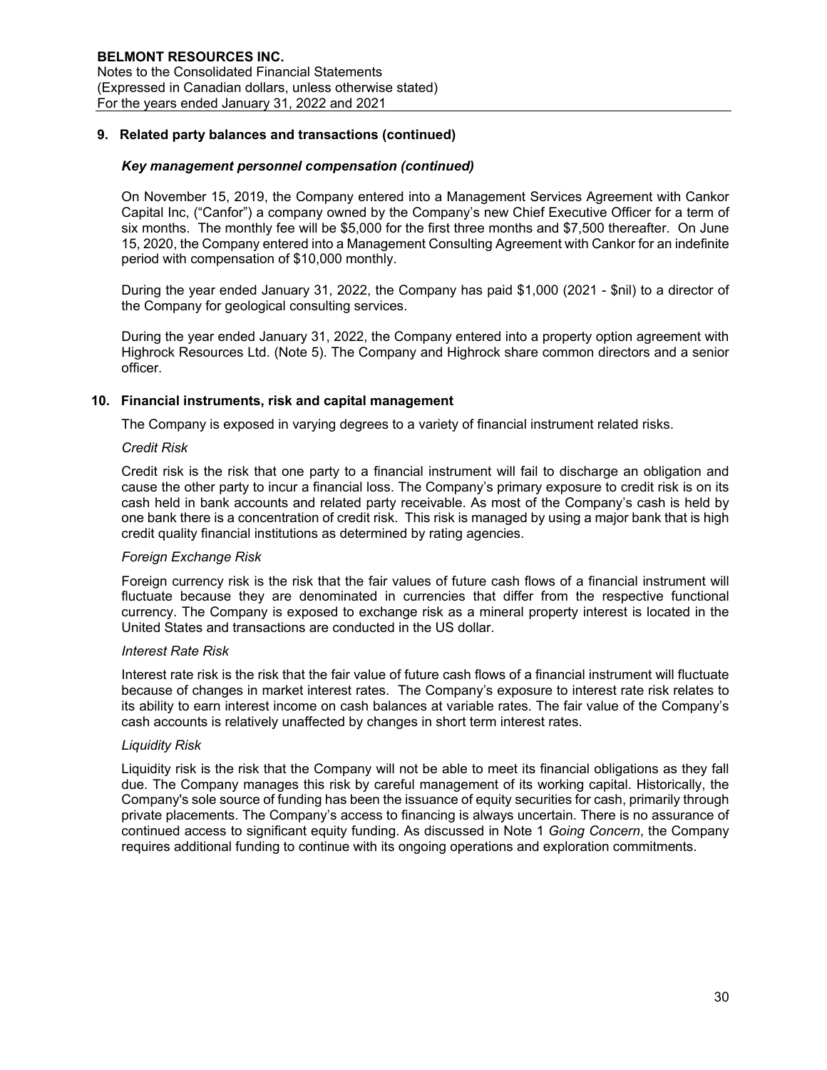## 9. Related party balances and transactions (continued)

### *Key management personnel compensation (continued)*

On November 15, 2019, the Company entered into a Management Services Agreement with Cankor Capital Inc, ("Canfor") a company owned by the Company's new Chief Executive Officer for a term of six months. The monthly fee will be $5,000 for the first three months and $7,500 thereafter. On June 15, 2020, the Company entered into a Management Consulting Agreement with Cankor for an indefinite period with compensation of $10,000 monthly.

During the year ended January 31, 2022, the Company has paid $1,000 (2021 - $nil) to a director of the Company for geological consulting services.

During the year ended January 31, 2022, the Company entered into a property option agreement with Highrock Resources Ltd. (Note 5). The Company and Highrock share common directors and a senior officer.

## 10. Financial instruments, risk and capital management

The Company is exposed in varying degrees to a variety of financial instrument related risks.

*Credit Risk*

Credit risk is the risk that one party to a financial instrument will fail to discharge an obligation and cause the other party to incur a financial loss. The Company's primary exposure to credit risk is on its cash held in bank accounts and related party receivable. As most of the Company's cash is held by one bank there is a concentration of credit risk. This risk is managed by using a major bank that is high credit quality financial institutions as determined by rating agencies.

*Foreign Exchange Risk*

Foreign currency risk is the risk that the fair values of future cash flows of a financial instrument will fluctuate because they are denominated in currencies that differ from the respective functional currency. The Company is exposed to exchange risk as a mineral property interest is located in the United States and transactions are conducted in the US dollar.

*Interest Rate Risk*

Interest rate risk is the risk that the fair value of future cash flows of a financial instrument will fluctuate because of changes in market interest rates. The Company's exposure to interest rate risk relates to its ability to earn interest income on cash balances at variable rates. The fair value of the Company's cash accounts is relatively unaffected by changes in short term interest rates.

*Liquidity Risk*

Liquidity risk is the risk that the Company will not be able to meet its financial obligations as they fall due. The Company manages this risk by careful management of its working capital. Historically, the Company's sole source of funding has been the issuance of equity securities for cash, primarily through private placements. The Company's access to financing is always uncertain. There is no assurance of continued access to significant equity funding. As discussed in Note 1 *Going Concern*, the Company requires additional funding to continue with its ongoing operations and exploration commitments.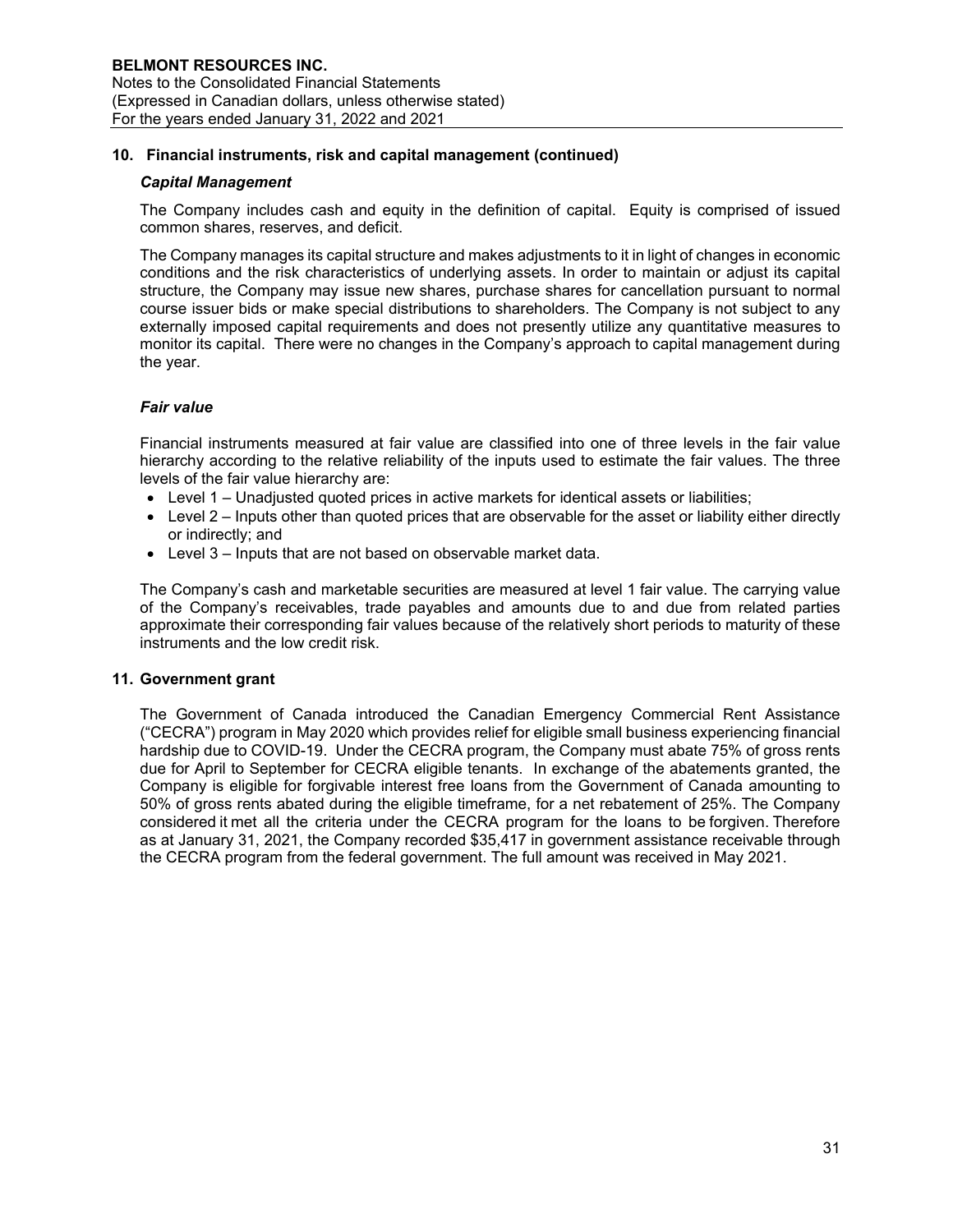## 10. Financial instruments, risk and capital management (continued)

### *Capital Management*

The Company includes cash and equity in the definition of capital. Equity is comprised of issued common shares, reserves, and deficit.

The Company manages its capital structure and makes adjustments to it in light of changes in economic conditions and the risk characteristics of underlying assets. In order to maintain or adjust its capital structure, the Company may issue new shares, purchase shares for cancellation pursuant to normal course issuer bids or make special distributions to shareholders. The Company is not subject to any externally imposed capital requirements and does not presently utilize any quantitative measures to monitor its capital. There were no changes in the Company's approach to capital management during the year.

### *Fair value*

Financial instruments measured at fair value are classified into one of three levels in the fair value hierarchy according to the relative reliability of the inputs used to estimate the fair values. The three levels of the fair value hierarchy are:

- Level 1 – Unadjusted quoted prices in active markets for identical assets or liabilities;
- Level 2 – Inputs other than quoted prices that are observable for the asset or liability either directly or indirectly; and
- Level 3 – Inputs that are not based on observable market data.

The Company's cash and marketable securities are measured at level 1 fair value. The carrying value of the Company's receivables, trade payables and amounts due to and due from related parties approximate their corresponding fair values because of the relatively short periods to maturity of these instruments and the low credit risk.

## 11. Government grant

The Government of Canada introduced the Canadian Emergency Commercial Rent Assistance ("CECRA") program in May 2020 which provides relief for eligible small business experiencing financial hardship due to COVID-19. Under the CECRA program, the Company must abate 75% of gross rents due for April to September for CECRA eligible tenants. In exchange of the abatements granted, the Company is eligible for forgivable interest free loans from the Government of Canada amounting to 50% of gross rents abated during the eligible timeframe, for a net rebatement of 25%. The Company considered it met all the criteria under the CECRA program for the loans to be forgiven. Therefore as at January 31, 2021, the Company recorded $35,417 in government assistance receivable through the CECRA program from the federal government. The full amount was received in May 2021.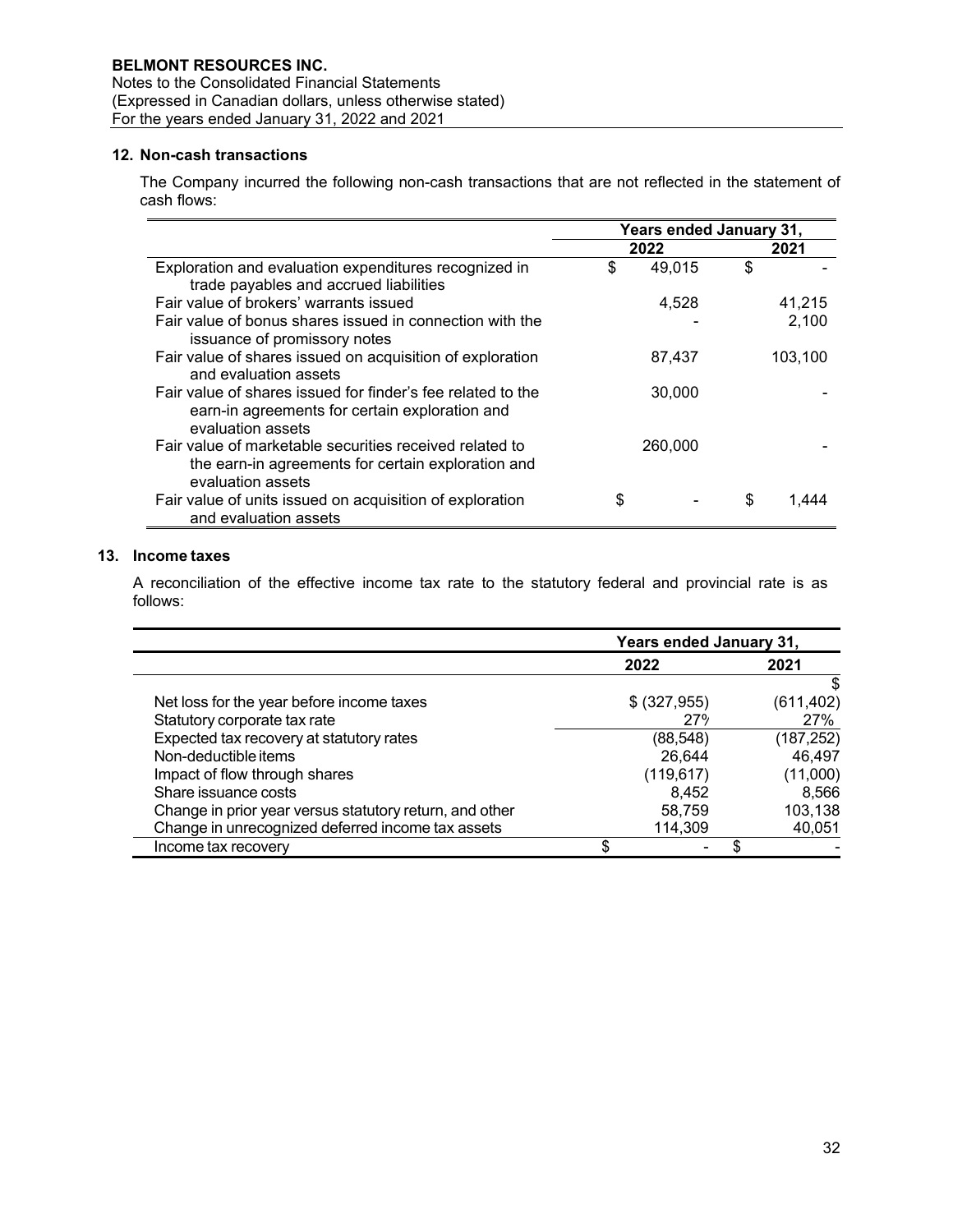## 12. Non-cash transactions

The Company incurred the following non-cash transactions that are not reflected in the statement of cash flows:

| | Years ended January 31, | |
|---|---|---|
| | 2022 | 2021 |
| Exploration and evaluation expenditures recognized in trade payables and accrued liabilities | $ 49,015 | $ - |
| Fair value of brokers' warrants issued | 4,528 | 41,215 |
| Fair value of bonus shares issued in connection with the issuance of promissory notes | - | 2,100 |
| Fair value of shares issued on acquisition of exploration and evaluation assets | 87,437 | 103,100 |
| Fair value of shares issued for finder's fee related to the earn-in agreements for certain exploration and evaluation assets | 30,000 | - |
| Fair value of marketable securities received related to the earn-in agreements for certain exploration and evaluation assets | 260,000 | - |
| Fair value of units issued on acquisition of exploration and evaluation assets | $ - | $ 1,444 |

## 13. Income taxes

A reconciliation of the effective income tax rate to the statutory federal and provincial rate is as follows:

| | Years ended January 31, | |
|---|---|---|
| | 2022 | 2021 |
| | | $ |
| Net loss for the year before income taxes | $ (327,955) | (611,402) |
| Statutory corporate tax rate | 27% | 27% |
| Expected tax recovery at statutory rates | (88,548) | (187,252) |
| Non-deductible items | 26,644 | 46,497 |
| Impact of flow through shares | (119,617) | (11,000) |
| Share issuance costs | 8,452 | 8,566 |
| Change in prior year versus statutory return, and other | 58,759 | 103,138 |
| Change in unrecognized deferred income tax assets | 114,309 | 40,051 |
| Income tax recovery | $ - | $ - |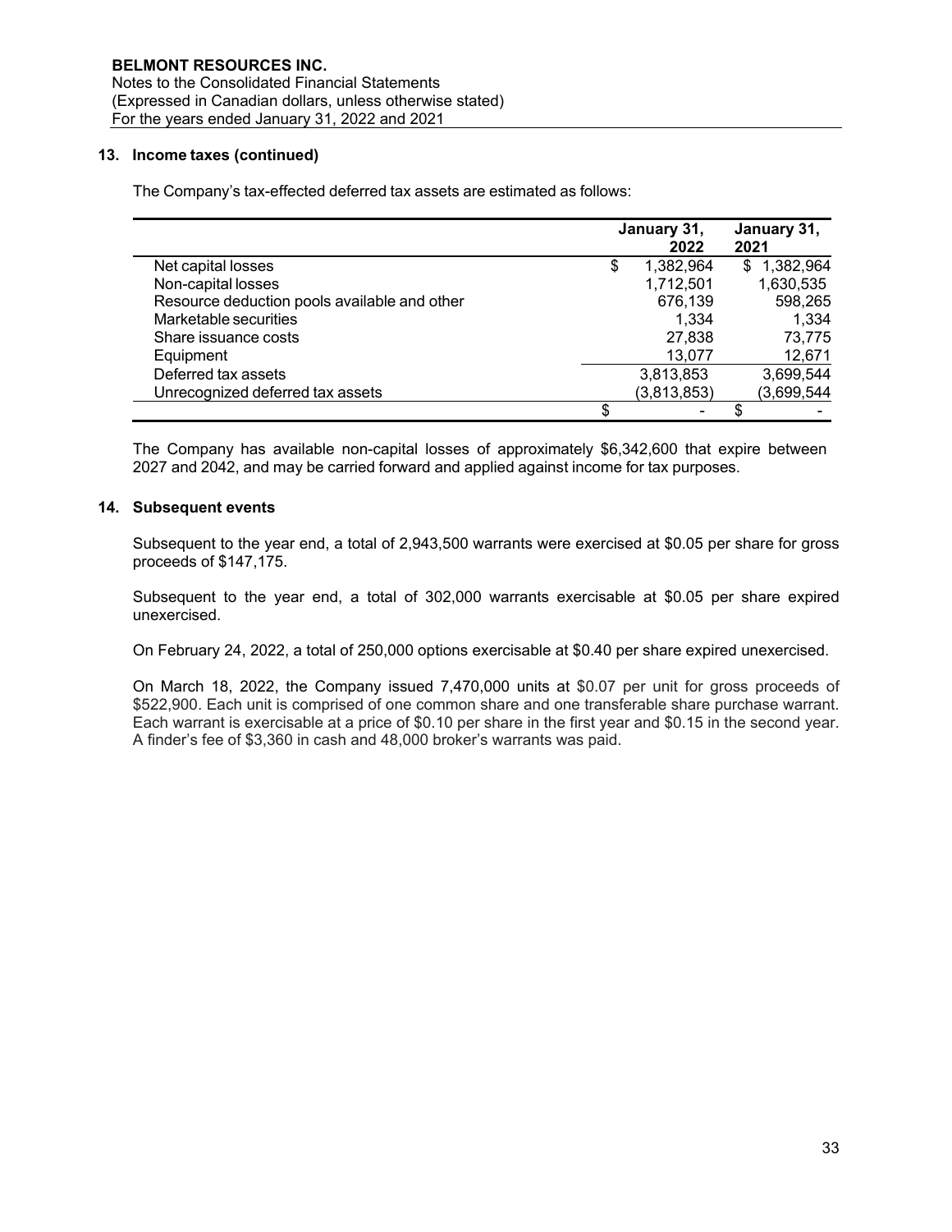**BELMONT RESOURCES INC.**
Notes to the Consolidated Financial Statements
(Expressed in Canadian dollars, unless otherwise stated)
For the years ended January 31, 2022 and 2021

### 13. Income taxes (continued)

The Company's tax-effected deferred tax assets are estimated as follows:

| | January 31, 2022 | January 31, 2021 |
|---|---|---|
| Net capital losses | $ 1,382,964 | $ 1,382,964 |
| Non-capital losses | 1,712,501 | 1,630,535 |
| Resource deduction pools available and other | 676,139 | 598,265 |
| Marketable securities | 1,334 | 1,334 |
| Share issuance costs | 27,838 | 73,775 |
| Equipment | 13,077 | 12,671 |
| Deferred tax assets | 3,813,853 | 3,699,544 |
| Unrecognized deferred tax assets | (3,813,853) | (3,699,544 |
| | $ - | $ - |

The Company has available non-capital losses of approximately $6,342,600 that expire between 2027 and 2042, and may be carried forward and applied against income for tax purposes.

### 14. Subsequent events

Subsequent to the year end, a total of 2,943,500 warrants were exercised at $0.05 per share for gross proceeds of $147,175.

Subsequent to the year end, a total of 302,000 warrants exercisable at $0.05 per share expired unexercised.

On February 24, 2022, a total of 250,000 options exercisable at $0.40 per share expired unexercised.

On March 18, 2022, the Company issued 7,470,000 units at $0.07 per unit for gross proceeds of $522,900. Each unit is comprised of one common share and one transferable share purchase warrant. Each warrant is exercisable at a price of $0.10 per share in the first year and $0.15 in the second year. A finder's fee of $3,360 in cash and 48,000 broker's warrants was paid.